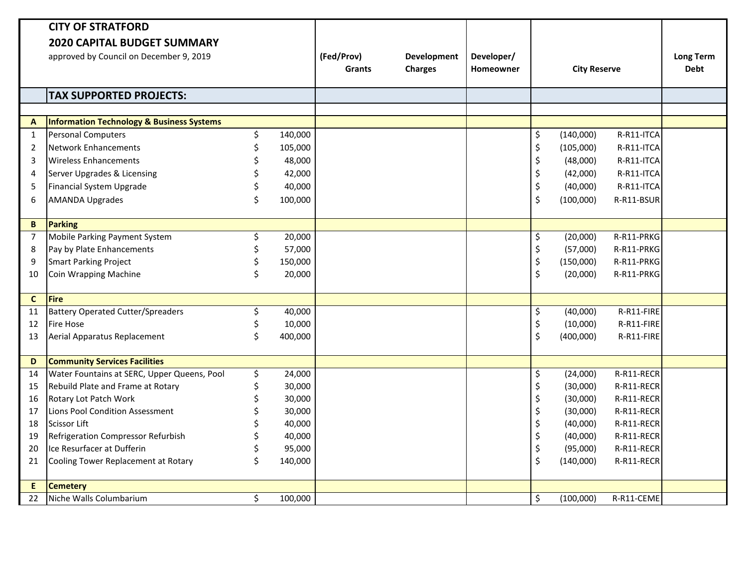# CITY OF STRATFORD

## 2020 CAPITAL BUDGET SUMMARY

approved by Council on December 9, 2019

| | | | (Fed/Prov) Grants | Development Charges | Developer/ Homeowner | City Reserve | | Long Term Debt |
|---|---|---|---|---|---|---|---|---|
| | **TAX SUPPORTED PROJECTS:** | | | | | | | |
| **A** | **Information Technology & Business Systems** | | | | | | | |
| 1 | Personal Computers | $ 140,000 | | | | $ (140,000) | R-R11-ITCA | |
| 2 | Network Enhancements | $ 105,000 | | | | $ (105,000) | R-R11-ITCA | |
| 3 | Wireless Enhancements | $ 48,000 | | | | $ (48,000) | R-R11-ITCA | |
| 4 | Server Upgrades & Licensing | $ 42,000 | | | | $ (42,000) | R-R11-ITCA | |
| 5 | Financial System Upgrade | $ 40,000 | | | | $ (40,000) | R-R11-ITCA | |
| 6 | AMANDA Upgrades | $ 100,000 | | | | $ (100,000) | R-R11-BSUR | |
| **B** | **Parking** | | | | | | | |
| 7 | Mobile Parking Payment System | $ 20,000 | | | | $ (20,000) | R-R11-PRKG | |
| 8 | Pay by Plate Enhancements | $ 57,000 | | | | $ (57,000) | R-R11-PRKG | |
| 9 | Smart Parking Project | $ 150,000 | | | | $ (150,000) | R-R11-PRKG | |
| 10 | Coin Wrapping Machine | $ 20,000 | | | | $ (20,000) | R-R11-PRKG | |
| **C** | **Fire** | | | | | | | |
| 11 | Battery Operated Cutter/Spreaders | $ 40,000 | | | | $ (40,000) | R-R11-FIRE | |
| 12 | Fire Hose | $ 10,000 | | | | $ (10,000) | R-R11-FIRE | |
| 13 | Aerial Apparatus Replacement | $ 400,000 | | | | $ (400,000) | R-R11-FIRE | |
| **D** | **Community Services Facilities** | | | | | | | |
| 14 | Water Fountains at SERC, Upper Queens, Pool | $ 24,000 | | | | $ (24,000) | R-R11-RECR | |
| 15 | Rebuild Plate and Frame at Rotary | $ 30,000 | | | | $ (30,000) | R-R11-RECR | |
| 16 | Rotary Lot Patch Work | $ 30,000 | | | | $ (30,000) | R-R11-RECR | |
| 17 | Lions Pool Condition Assessment | $ 30,000 | | | | $ (30,000) | R-R11-RECR | |
| 18 | Scissor Lift | $ 40,000 | | | | $ (40,000) | R-R11-RECR | |
| 19 | Refrigeration Compressor Refurbish | $ 40,000 | | | | $ (40,000) | R-R11-RECR | |
| 20 | Ice Resurfacer at Dufferin | $ 95,000 | | | | $ (95,000) | R-R11-RECR | |
| 21 | Cooling Tower Replacement at Rotary | $ 140,000 | | | | $ (140,000) | R-R11-RECR | |
| **E** | **Cemetery** | | | | | | | |
| 22 | Niche Walls Columbarium | $ 100,000 | | | | $ (100,000) | R-R11-CEME | |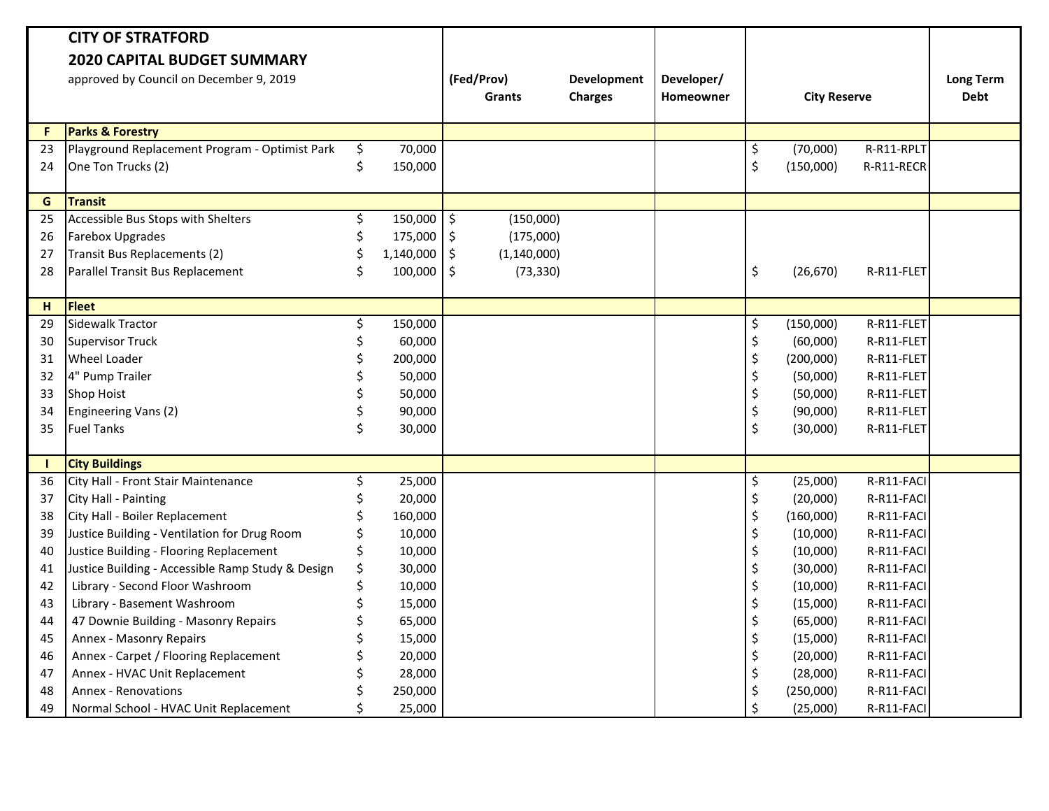**CITY OF STRATFORD**
**2020 CAPITAL BUDGET SUMMARY**
approved by Council on December 9, 2019

| | | | (Fed/Prov) Grants | Development Charges | Developer/ Homeowner | City Reserve | | Long Term Debt |
|---|---|---|---|---|---|---|---|---|
| **F** | **Parks & Forestry** | | | | | | | |
| 23 | Playground Replacement Program - Optimist Park | $ 70,000 | | | | $ (70,000) | R-R11-RPLT | |
| 24 | One Ton Trucks (2) | $ 150,000 | | | | $ (150,000) | R-R11-RECR | |
| **G** | **Transit** | | | | | | | |
| 25 | Accessible Bus Stops with Shelters | $ 150,000 | $ (150,000) | | | | | |
| 26 | Farebox Upgrades | $ 175,000 | $ (175,000) | | | | | |
| 27 | Transit Bus Replacements (2) | $ 1,140,000 | $ (1,140,000) | | | | | |
| 28 | Parallel Transit Bus Replacement | $ 100,000 | $ (73,330) | | | $ (26,670) | R-R11-FLET | |
| **H** | **Fleet** | | | | | | | |
| 29 | Sidewalk Tractor | $ 150,000 | | | | $ (150,000) | R-R11-FLET | |
| 30 | Supervisor Truck | $ 60,000 | | | | $ (60,000) | R-R11-FLET | |
| 31 | Wheel Loader | $ 200,000 | | | | $ (200,000) | R-R11-FLET | |
| 32 | 4" Pump Trailer | $ 50,000 | | | | $ (50,000) | R-R11-FLET | |
| 33 | Shop Hoist | $ 50,000 | | | | $ (50,000) | R-R11-FLET | |
| 34 | Engineering Vans (2) | $ 90,000 | | | | $ (90,000) | R-R11-FLET | |
| 35 | Fuel Tanks | $ 30,000 | | | | $ (30,000) | R-R11-FLET | |
| **I** | **City Buildings** | | | | | | | |
| 36 | City Hall - Front Stair Maintenance | $ 25,000 | | | | $ (25,000) | R-R11-FACI | |
| 37 | City Hall - Painting | $ 20,000 | | | | $ (20,000) | R-R11-FACI | |
| 38 | City Hall - Boiler Replacement | $ 160,000 | | | | $ (160,000) | R-R11-FACI | |
| 39 | Justice Building - Ventilation for Drug Room | $ 10,000 | | | | $ (10,000) | R-R11-FACI | |
| 40 | Justice Building - Flooring Replacement | $ 10,000 | | | | $ (10,000) | R-R11-FACI | |
| 41 | Justice Building - Accessible Ramp Study & Design | $ 30,000 | | | | $ (30,000) | R-R11-FACI | |
| 42 | Library - Second Floor Washroom | $ 10,000 | | | | $ (10,000) | R-R11-FACI | |
| 43 | Library - Basement Washroom | $ 15,000 | | | | $ (15,000) | R-R11-FACI | |
| 44 | 47 Downie Building - Masonry Repairs | $ 65,000 | | | | $ (65,000) | R-R11-FACI | |
| 45 | Annex - Masonry Repairs | $ 15,000 | | | | $ (15,000) | R-R11-FACI | |
| 46 | Annex - Carpet / Flooring Replacement | $ 20,000 | | | | $ (20,000) | R-R11-FACI | |
| 47 | Annex - HVAC Unit Replacement | $ 28,000 | | | | $ (28,000) | R-R11-FACI | |
| 48 | Annex - Renovations | $ 250,000 | | | | $ (250,000) | R-R11-FACI | |
| 49 | Normal School - HVAC Unit Replacement | $ 25,000 | | | | $ (25,000) | R-R11-FACI | |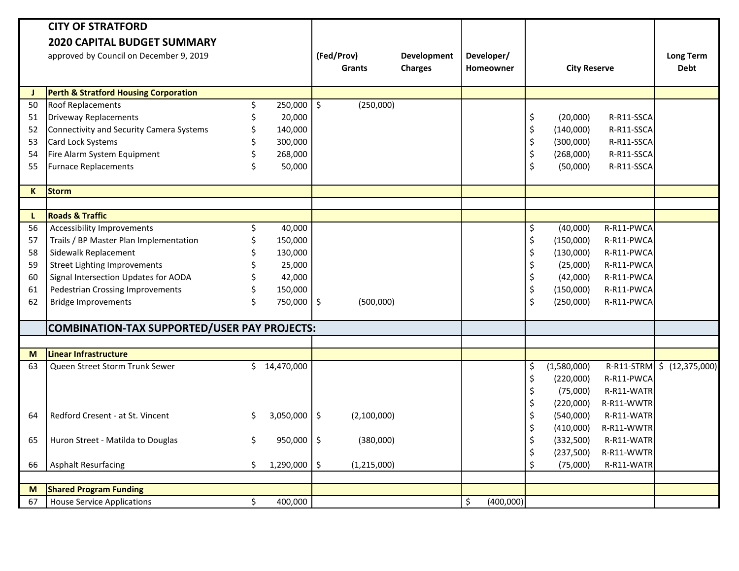# CITY OF STRATFORD

## 2020 CAPITAL BUDGET SUMMARY

approved by Council on December 9, 2019

| | | | (Fed/Prov) Grants | Development Charges | Developer/ Homeowner | City Reserve | | Long Term Debt |
|---|---|---|---|---|---|---|---|---|
| **J** | **Perth & Stratford Housing Corporation** | | | | | | | |
| 50 | Roof Replacements | $ 250,000 | $ (250,000) | | | | | |
| 51 | Driveway Replacements | $ 20,000 | | | | $ (20,000) | R-R11-SSCA | |
| 52 | Connectivity and Security Camera Systems | $ 140,000 | | | | $ (140,000) | R-R11-SSCA | |
| 53 | Card Lock Systems | $ 300,000 | | | | $ (300,000) | R-R11-SSCA | |
| 54 | Fire Alarm System Equipment | $ 268,000 | | | | $ (268,000) | R-R11-SSCA | |
| 55 | Furnace Replacements | $ 50,000 | | | | $ (50,000) | R-R11-SSCA | |
| **K** | **Storm** | | | | | | | |
| **L** | **Roads & Traffic** | | | | | | | |
| 56 | Accessibility Improvements | $ 40,000 | | | | $ (40,000) | R-R11-PWCA | |
| 57 | Trails / BP Master Plan Implementation | $ 150,000 | | | | $ (150,000) | R-R11-PWCA | |
| 58 | Sidewalk Replacement | $ 130,000 | | | | $ (130,000) | R-R11-PWCA | |
| 59 | Street Lighting Improvements | $ 25,000 | | | | $ (25,000) | R-R11-PWCA | |
| 60 | Signal Intersection Updates for AODA | $ 42,000 | | | | $ (42,000) | R-R11-PWCA | |
| 61 | Pedestrian Crossing Improvements | $ 150,000 | | | | $ (150,000) | R-R11-PWCA | |
| 62 | Bridge Improvements | $ 750,000 | $ (500,000) | | | $ (250,000) | R-R11-PWCA | |
| | **COMBINATION-TAX SUPPORTED/USER PAY PROJECTS:** | | | | | | | |
| **M** | **Linear Infrastructure** | | | | | | | |
| 63 | Queen Street Storm Trunk Sewer | $ 14,470,000 | | | | $ (1,580,000) | R-R11-STRM | $ (12,375,000) |
| | | | | | | $ (220,000) | R-R11-PWCA | |
| | | | | | | $ (75,000) | R-R11-WATR | |
| | | | | | | $ (220,000) | R-R11-WWTR | |
| 64 | Redford Cresent - at St. Vincent | $ 3,050,000 | $ (2,100,000) | | | $ (540,000) | R-R11-WATR | |
| | | | | | | $ (410,000) | R-R11-WWTR | |
| 65 | Huron Street - Matilda to Douglas | $ 950,000 | $ (380,000) | | | $ (332,500) | R-R11-WATR | |
| | | | | | | $ (237,500) | R-R11-WWTR | |
| 66 | Asphalt Resurfacing | $ 1,290,000 | $ (1,215,000) | | | $ (75,000) | R-R11-WATR | |
| **M** | **Shared Program Funding** | | | | | | | |
| 67 | House Service Applications | $ 400,000 | | | $ (400,000) | | | |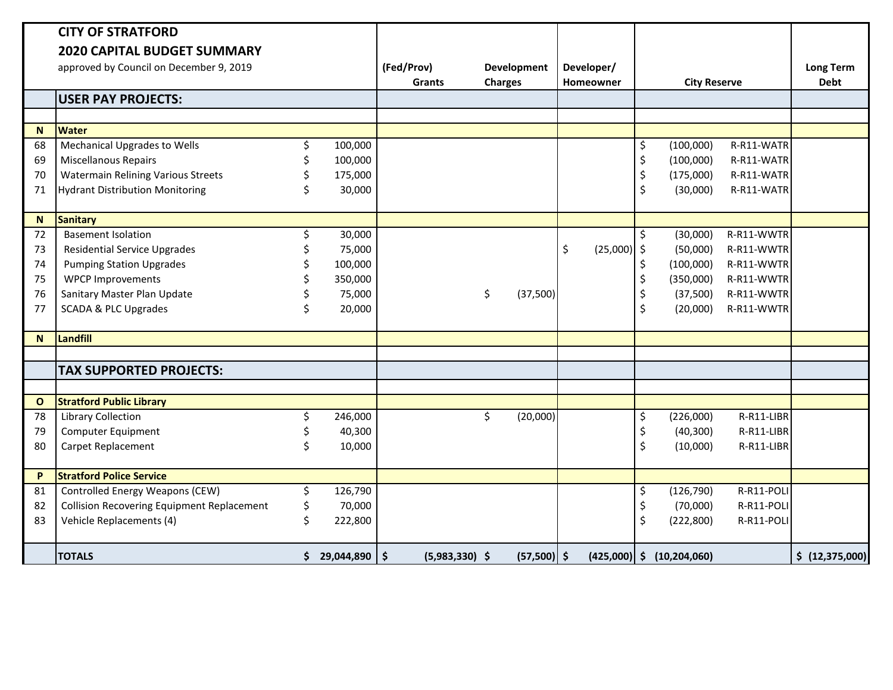# CITY OF STRATFORD

## 2020 CAPITAL BUDGET SUMMARY

approved by Council on December 9, 2019

| | | | (Fed/Prov) Grants | Development Charges | Developer/ Homeowner | City Reserve | | Long Term Debt |
|---|---|---|---|---|---|---|---|---|
| | **USER PAY PROJECTS:** | | | | | | | |
| | | | | | | | | |
| **N** | **Water** | | | | | | | |
| 68 | Mechanical Upgrades to Wells | $ 100,000 | | | | $ (100,000) | R-R11-WATR | |
| 69 | Miscellanous Repairs | $ 100,000 | | | | $ (100,000) | R-R11-WATR | |
| 70 | Watermain Relining Various Streets | $ 175,000 | | | | $ (175,000) | R-R11-WATR | |
| 71 | Hydrant Distribution Monitoring | $ 30,000 | | | | $ (30,000) | R-R11-WATR | |
| **N** | **Sanitary** | | | | | | | |
| 72 | Basement Isolation | $ 30,000 | | | | $ (30,000) | R-R11-WWTR | |
| 73 | Residential Service Upgrades | $ 75,000 | | | $ (25,000) | $ (50,000) | R-R11-WWTR | |
| 74 | Pumping Station Upgrades | $ 100,000 | | | | $ (100,000) | R-R11-WWTR | |
| 75 | WPCP Improvements | $ 350,000 | | | | $ (350,000) | R-R11-WWTR | |
| 76 | Sanitary Master Plan Update | $ 75,000 | | $ (37,500) | | $ (37,500) | R-R11-WWTR | |
| 77 | SCADA & PLC Upgrades | $ 20,000 | | | | $ (20,000) | R-R11-WWTR | |
| **N** | **Landfill** | | | | | | | |
| | | | | | | | | |
| | **TAX SUPPORTED PROJECTS:** | | | | | | | |
| | | | | | | | | |
| **O** | **Stratford Public Library** | | | | | | | |
| 78 | Library Collection | $ 246,000 | | $ (20,000) | | $ (226,000) | R-R11-LIBR | |
| 79 | Computer Equipment | $ 40,300 | | | | $ (40,300) | R-R11-LIBR | |
| 80 | Carpet Replacement | $ 10,000 | | | | $ (10,000) | R-R11-LIBR | |
| **P** | **Stratford Police Service** | | | | | | | |
| 81 | Controlled Energy Weapons (CEW) | $ 126,790 | | | | $ (126,790) | R-R11-POLI | |
| 82 | Collision Recovering Equipment Replacement | $ 70,000 | | | | $ (70,000) | R-R11-POLI | |
| 83 | Vehicle Replacements (4) | $ 222,800 | | | | $ (222,800) | R-R11-POLI | |
| | **TOTALS** | **$ 29,044,890** | **$ (5,983,330)** | **$ (57,500)** | **$ (425,000)** | **$ (10,204,060)** | | **$ (12,375,000)** |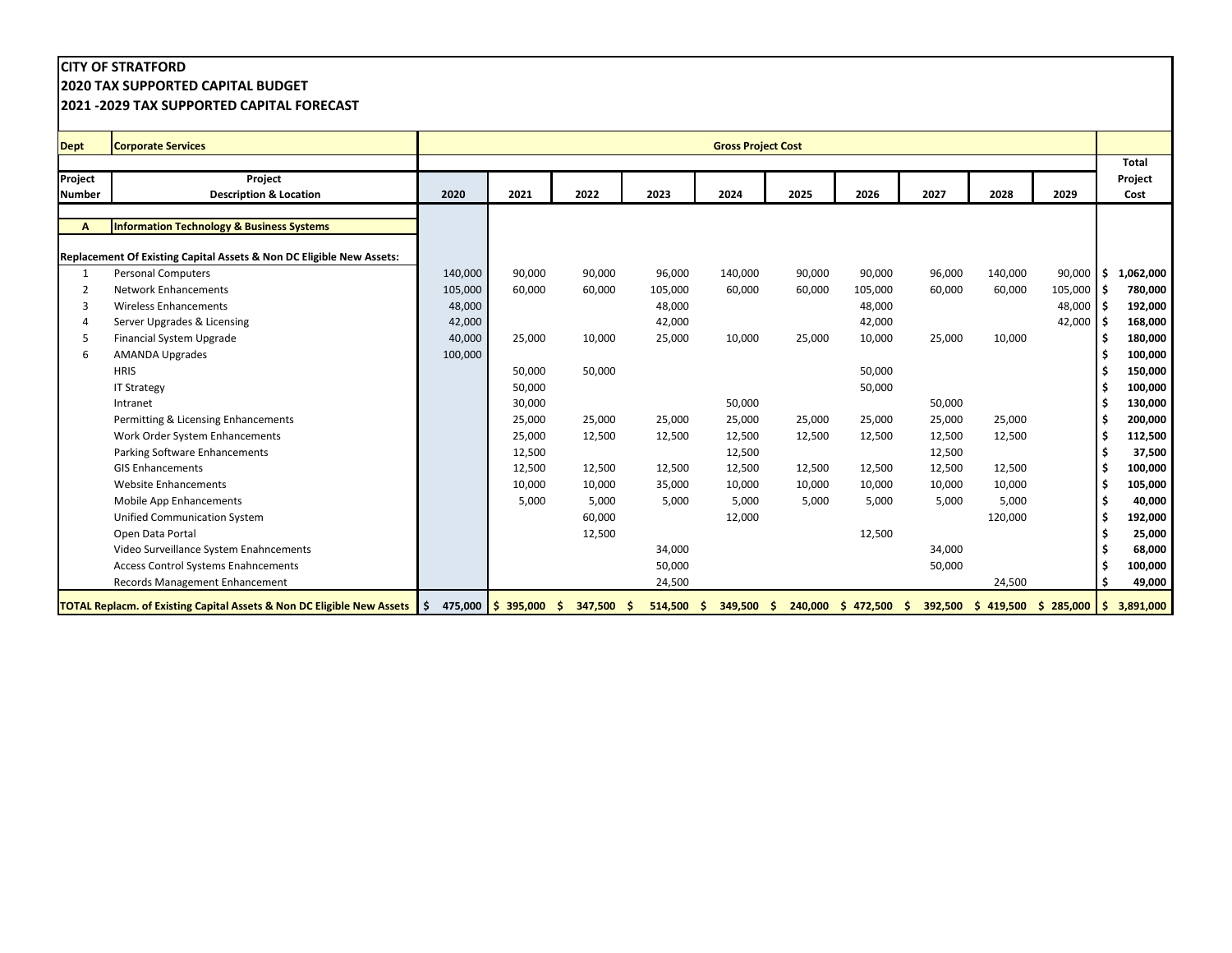**CITY OF STRATFORD**
**2020 TAX SUPPORTED CAPITAL BUDGET**
**2021 -2029 TAX SUPPORTED CAPITAL FORECAST**

| Dept | Corporate Services | Gross Project Cost | | | | | | | | | | |
|---|---|---|---|---|---|---|---|---|---|---|---|---|
| Project Number | Project Description & Location | 2020 | 2021 | 2022 | 2023 | 2024 | 2025 | 2026 | 2027 | 2028 | 2029 | Total Project Cost |
| A | Information Technology & Business Systems | | | | | | | | | | | |
| | Replacement Of Existing Capital Assets & Non DC Eligible New Assets: | | | | | | | | | | | |
| 1 | Personal Computers | 140,000 | 90,000 | 90,000 | 96,000 | 140,000 | 90,000 | 90,000 | 96,000 | 140,000 | 90,000 | $ 1,062,000 |
| 2 | Network Enhancements | 105,000 | 60,000 | 60,000 | 105,000 | 60,000 | 60,000 | 105,000 | 60,000 | 60,000 | 105,000 | $ 780,000 |
| 3 | Wireless Enhancements | 48,000 | | | 48,000 | | | 48,000 | | | 48,000 | $ 192,000 |
| 4 | Server Upgrades & Licensing | 42,000 | | | 42,000 | | | 42,000 | | | 42,000 | $ 168,000 |
| 5 | Financial System Upgrade | 40,000 | 25,000 | 10,000 | 25,000 | 10,000 | 25,000 | 10,000 | 25,000 | 10,000 | | $ 180,000 |
| 6 | AMANDA Upgrades | 100,000 | | | | | | | | | | $ 100,000 |
| | HRIS | | 50,000 | 50,000 | | | | 50,000 | | | | $ 150,000 |
| | IT Strategy | | 50,000 | | | | | 50,000 | | | | $ 100,000 |
| | Intranet | | 30,000 | | | 50,000 | | | 50,000 | | | $ 130,000 |
| | Permitting & Licensing Enhancements | | 25,000 | 25,000 | 25,000 | 25,000 | 25,000 | 25,000 | 25,000 | 25,000 | | $ 200,000 |
| | Work Order System Enhancements | | 25,000 | 12,500 | 12,500 | 12,500 | 12,500 | 12,500 | 12,500 | 12,500 | | $ 112,500 |
| | Parking Software Enhancements | | 12,500 | | | 12,500 | | | 12,500 | | | $ 37,500 |
| | GIS Enhancements | | 12,500 | 12,500 | 12,500 | 12,500 | 12,500 | 12,500 | 12,500 | 12,500 | | $ 100,000 |
| | Website Enhancements | | 10,000 | 10,000 | 35,000 | 10,000 | 10,000 | 10,000 | 10,000 | 10,000 | | $ 105,000 |
| | Mobile App Enhancements | | 5,000 | 5,000 | 5,000 | 5,000 | 5,000 | 5,000 | 5,000 | 5,000 | | $ 40,000 |
| | Unified Communication System | | | 60,000 | | 12,000 | | | | 120,000 | | $ 192,000 |
| | Open Data Portal | | | 12,500 | | | | 12,500 | | | | $ 25,000 |
| | Video Surveillance System Enahncements | | | | 34,000 | | | | 34,000 | | | $ 68,000 |
| | Access Control Systems Enahncements | | | | 50,000 | | | | 50,000 | | | $ 100,000 |
| | Records Management Enhancement | | | | 24,500 | | | | | 24,500 | | $ 49,000 |
| **TOTAL Replacm. of Existing Capital Assets & Non DC Eligible New Assets** | | **$ 475,000** | **$ 395,000** | **$ 347,500** | **$ 514,500** | **$ 349,500** | **$ 240,000** | **$ 472,500** | **$ 392,500** | **$ 419,500** | **$ 285,000** | **$ 3,891,000** |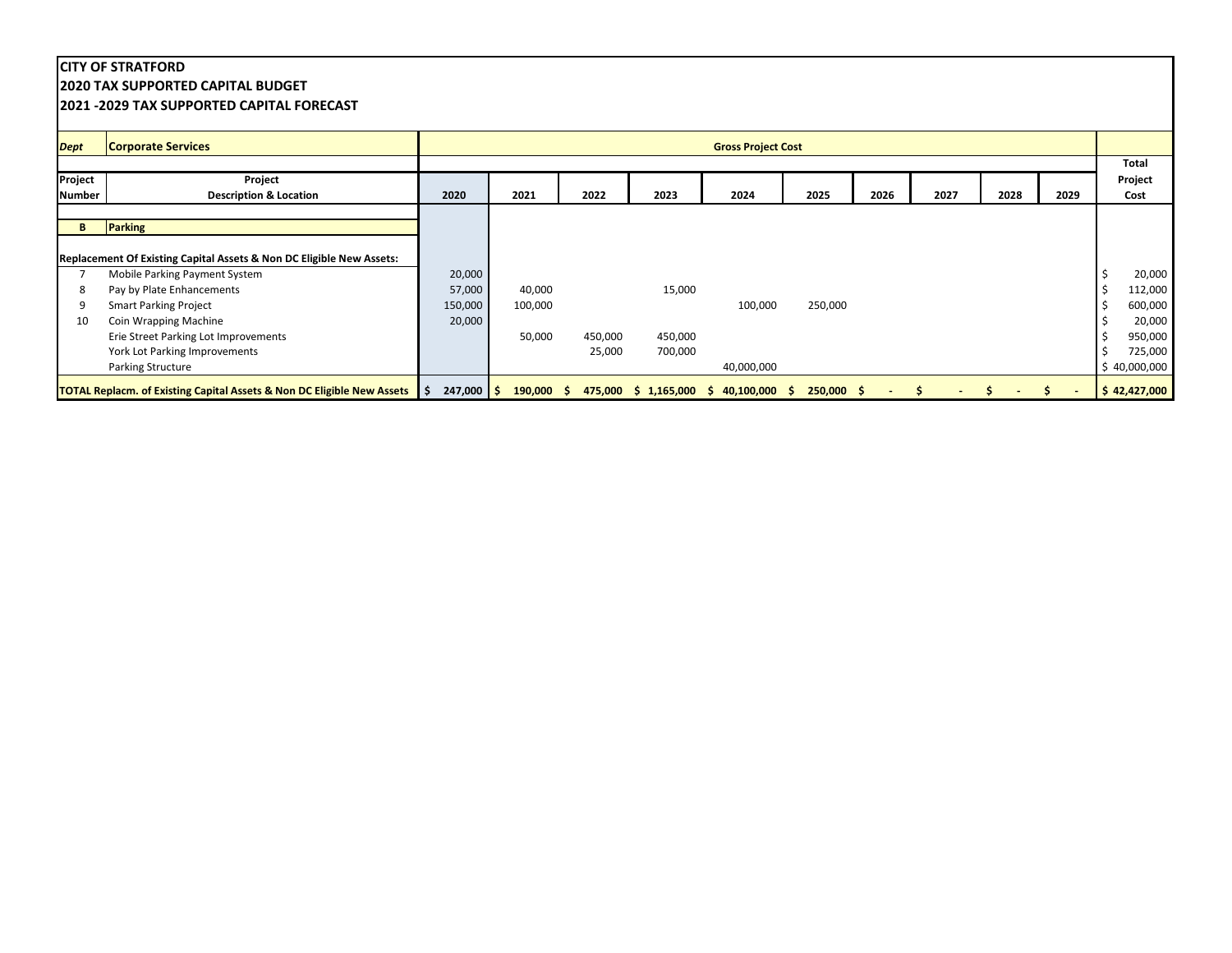**CITY OF STRATFORD**
**2020 TAX SUPPORTED CAPITAL BUDGET**
**2021 -2029 TAX SUPPORTED CAPITAL FORECAST**

| *Dept* | **Corporate Services** | **Gross Project Cost** | | | | | | | | | | |
|---|---|---|---|---|---|---|---|---|---|---|---|---|
| **Project Number** | **Project Description & Location** | **2020** | **2021** | **2022** | **2023** | **2024** | **2025** | **2026** | **2027** | **2028** | **2029** | **Total Project Cost** |
| **B** | **Parking** | | | | | | | | | | | |
| **Replacement Of Existing Capital Assets & Non DC Eligible New Assets:** | | | | | | | | | | | | |
| 7 | Mobile Parking Payment System | 20,000 | | | | | | | | | | $ 20,000 |
| 8 | Pay by Plate Enhancements | 57,000 | 40,000 | | 15,000 | | | | | | | $ 112,000 |
| 9 | Smart Parking Project | 150,000 | 100,000 | | | 100,000 | 250,000 | | | | | $ 600,000 |
| 10 | Coin Wrapping Machine | 20,000 | | | | | | | | | | $ 20,000 |
| | Erie Street Parking Lot Improvements | | 50,000 | 450,000 | 450,000 | | | | | | | $ 950,000 |
| | York Lot Parking Improvements | | | 25,000 | 700,000 | | | | | | | $ 725,000 |
| | Parking Structure | | | | | 40,000,000 | | | | | | $ 40,000,000 |
| **TOTAL Replacm. of Existing Capital Assets & Non DC Eligible New Assets** | | **$ 247,000** | **$ 190,000** | **$ 475,000** | **$ 1,165,000** | **$ 40,100,000** | **$ 250,000** | **$ -** | **$ -** | **$ -** | **$ -** | **$ 42,427,000** |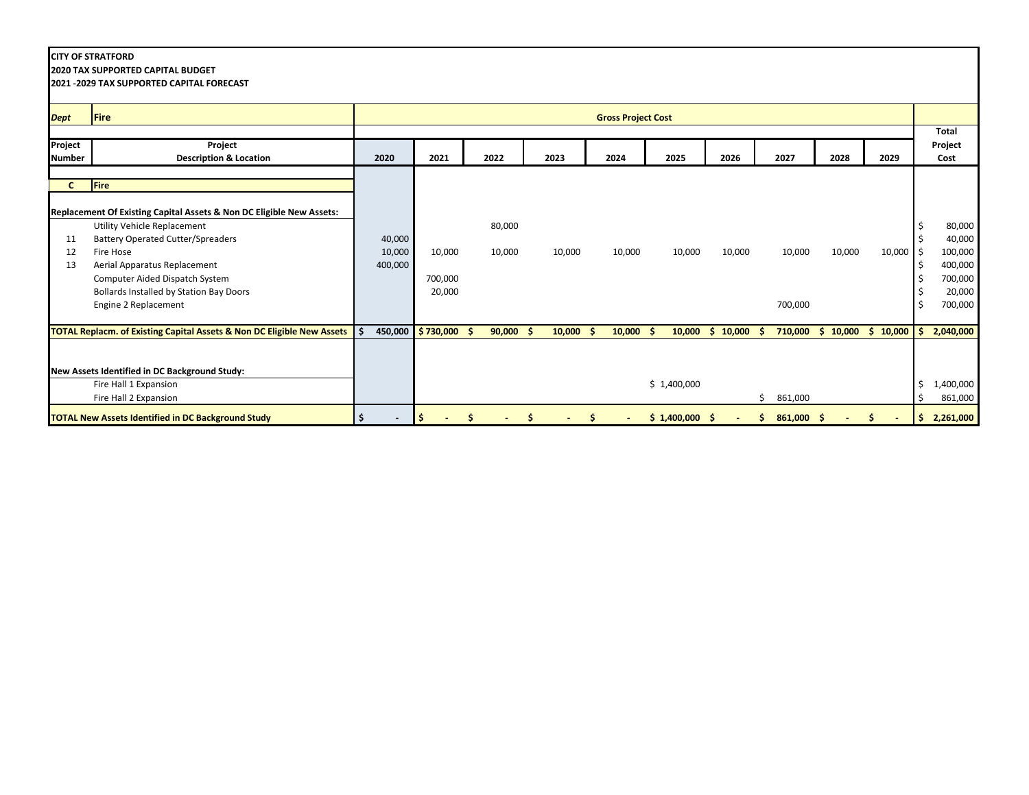**CITY OF STRATFORD**
**2020 TAX SUPPORTED CAPITAL BUDGET**
**2021 -2029 TAX SUPPORTED CAPITAL FORECAST**

| *Dept* | **Fire** | **Gross Project Cost** | | | | | | | | | | |
|---|---|---|---|---|---|---|---|---|---|---|---|---|
| **Project Number** | **Project Description & Location** | **2020** | **2021** | **2022** | **2023** | **2024** | **2025** | **2026** | **2027** | **2028** | **2029** | **Total Project Cost** |
| **C** | **Fire** | | | | | | | | | | | |
| **Replacement Of Existing Capital Assets & Non DC Eligible New Assets:** | | | | | | | | | | | | |
| | Utility Vehicle Replacement | | | 80,000 | | | | | | | | $ 80,000 |
| 11 | Battery Operated Cutter/Spreaders | 40,000 | | | | | | | | | | $ 40,000 |
| 12 | Fire Hose | 10,000 | 10,000 | 10,000 | 10,000 | 10,000 | 10,000 | 10,000 | 10,000 | 10,000 | 10,000 | $ 100,000 |
| 13 | Aerial Apparatus Replacement | 400,000 | | | | | | | | | | $ 400,000 |
| | Computer Aided Dispatch System | | 700,000 | | | | | | | | | $ 700,000 |
| | Bollards Installed by Station Bay Doors | | 20,000 | | | | | | | | | $ 20,000 |
| | Engine 2 Replacement | | | | | | | | 700,000 | | | $ 700,000 |
| **TOTAL Replacm. of Existing Capital Assets & Non DC Eligible New Assets** | | **$ 450,000** | **$ 730,000** | **$ 90,000** | **$ 10,000** | **$ 10,000** | **$ 10,000** | **$ 10,000** | **$ 710,000** | **$ 10,000** | **$ 10,000** | **$ 2,040,000** |
| **New Assets Identified in DC Background Study:** | | | | | | | | | | | | |
| | Fire Hall 1 Expansion | | | | | | $ 1,400,000 | | | | | $ 1,400,000 |
| | Fire Hall 2 Expansion | | | | | | | | $ 861,000 | | | $ 861,000 |
| **TOTAL New Assets Identified in DC Background Study** | | **$ -** | **$ -** | **$ -** | **$ -** | **$ -** | **$ 1,400,000** | **$ -** | **$ 861,000** | **$ -** | **$ -** | **$ 2,261,000** |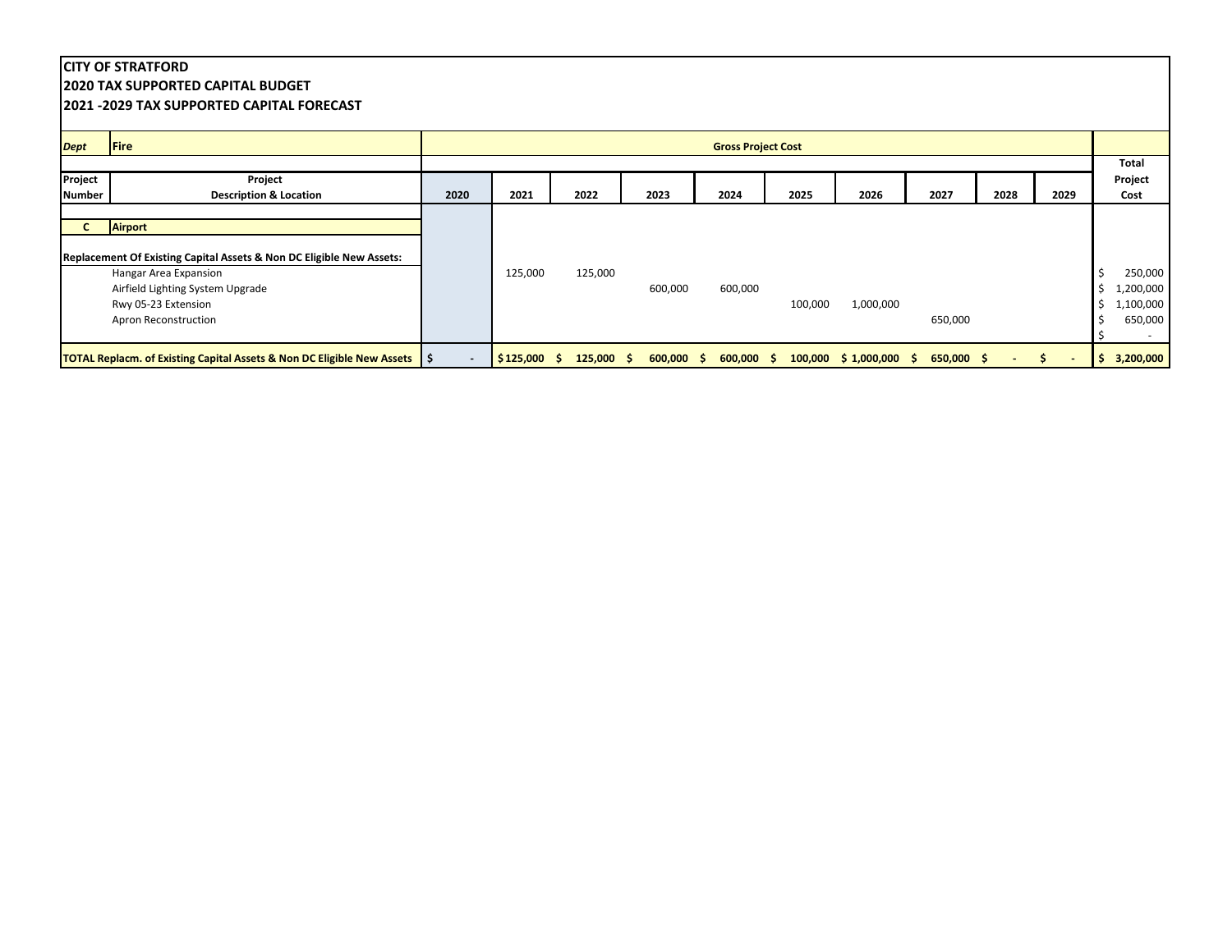**CITY OF STRATFORD**
**2020 TAX SUPPORTED CAPITAL BUDGET**
**2021 -2029 TAX SUPPORTED CAPITAL FORECAST**

| *Dept* | **Fire** | **Gross Project Cost** | | | | | | | | | | |
|---|---|---|---|---|---|---|---|---|---|---|---|---|
| **Project Number** | **Project Description & Location** | **2020** | **2021** | **2022** | **2023** | **2024** | **2025** | **2026** | **2027** | **2028** | **2029** | **Total Project Cost** |
| **C** | **Airport** | | | | | | | | | | | |
| **Replacement Of Existing Capital Assets & Non DC Eligible New Assets:** | | | | | | | | | | | | |
| | Hangar Area Expansion | | 125,000 | 125,000 | | | | | | | | $ 250,000 |
| | Airfield Lighting System Upgrade | | | | 600,000 | 600,000 | | | | | | $ 1,200,000 |
| | Rwy 05-23 Extension | | | | | | 100,000 | 1,000,000 | | | | $ 1,100,000 |
| | Apron Reconstruction | | | | | | | | 650,000 | | | $ 650,000 |
| | | | | | | | | | | | | $ - |
| **TOTAL Replacm. of Existing Capital Assets & Non DC Eligible New Assets** | | **$ -** | **$ 125,000** | **$ 125,000** | **$ 600,000** | **$ 600,000** | **$ 100,000** | **$ 1,000,000** | **$ 650,000** | **$ -** | **$ -** | **$ 3,200,000** |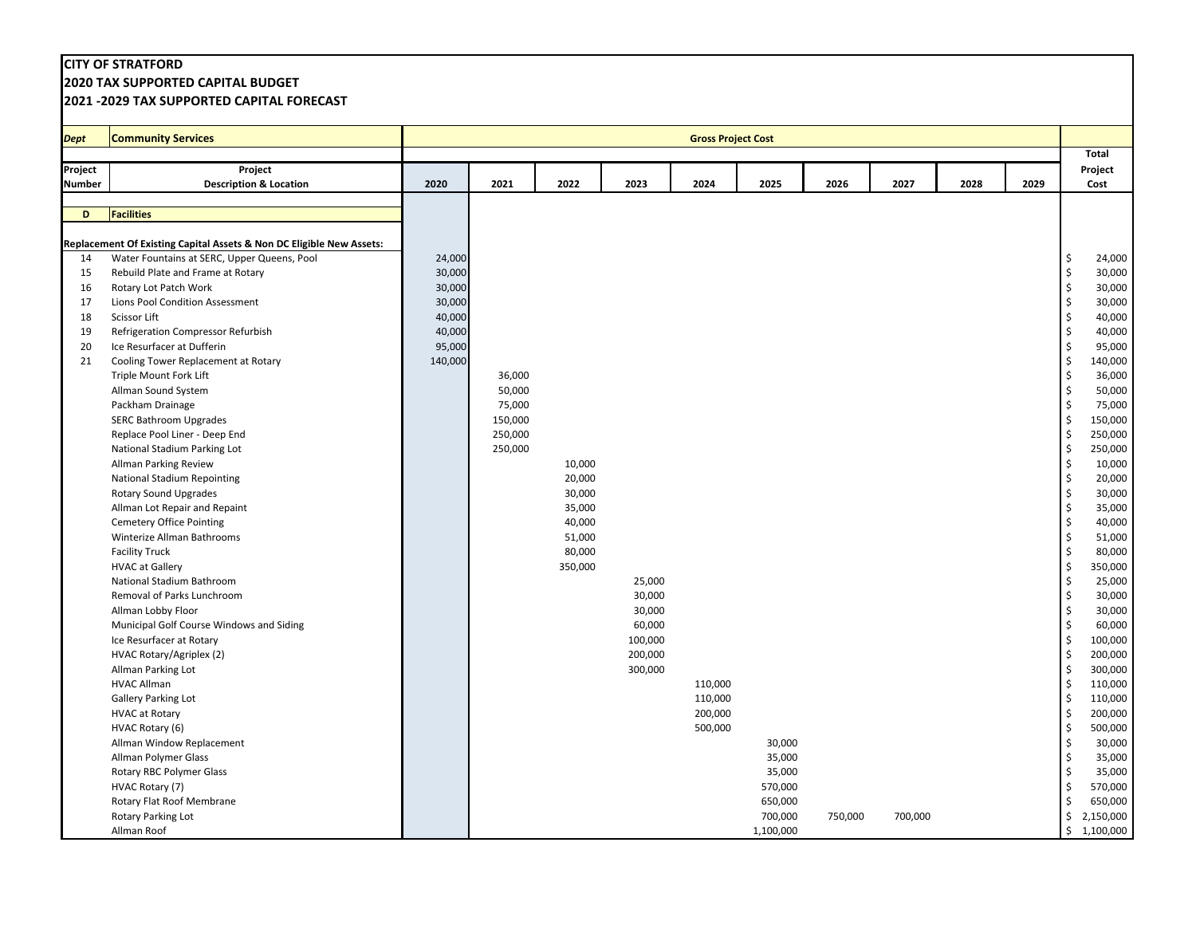**CITY OF STRATFORD**
**2020 TAX SUPPORTED CAPITAL BUDGET**
**2021 -2029 TAX SUPPORTED CAPITAL FORECAST**

| *Dept* | **Community Services** | **Gross Project Cost** | | | | | | | | | | |
|---|---|---|---|---|---|---|---|---|---|---|---|---|
| **Project Number** | **Project Description & Location** | **2020** | **2021** | **2022** | **2023** | **2024** | **2025** | **2026** | **2027** | **2028** | **2029** | **Total Project Cost** |
| **D** | **Facilities** | | | | | | | | | | | |
| | **Replacement Of Existing Capital Assets & Non DC Eligible New Assets:** | | | | | | | | | | | |
| 14 | Water Fountains at SERC, Upper Queens, Pool | 24,000 | | | | | | | | | | $ 24,000 |
| 15 | Rebuild Plate and Frame at Rotary | 30,000 | | | | | | | | | | $ 30,000 |
| 16 | Rotary Lot Patch Work | 30,000 | | | | | | | | | | $ 30,000 |
| 17 | Lions Pool Condition Assessment | 30,000 | | | | | | | | | | $ 30,000 |
| 18 | Scissor Lift | 40,000 | | | | | | | | | | $ 40,000 |
| 19 | Refrigeration Compressor Refurbish | 40,000 | | | | | | | | | | $ 40,000 |
| 20 | Ice Resurfacer at Dufferin | 95,000 | | | | | | | | | | $ 95,000 |
| 21 | Cooling Tower Replacement at Rotary | 140,000 | | | | | | | | | | $ 140,000 |
| | Triple Mount Fork Lift | | 36,000 | | | | | | | | | $ 36,000 |
| | Allman Sound System | | 50,000 | | | | | | | | | $ 50,000 |
| | Packham Drainage | | 75,000 | | | | | | | | | $ 75,000 |
| | SERC Bathroom Upgrades | | 150,000 | | | | | | | | | $ 150,000 |
| | Replace Pool Liner - Deep End | | 250,000 | | | | | | | | | $ 250,000 |
| | National Stadium Parking Lot | | 250,000 | | | | | | | | | $ 250,000 |
| | Allman Parking Review | | | 10,000 | | | | | | | | $ 10,000 |
| | National Stadium Repointing | | | 20,000 | | | | | | | | $ 20,000 |
| | Rotary Sound Upgrades | | | 30,000 | | | | | | | | $ 30,000 |
| | Allman Lot Repair and Repaint | | | 35,000 | | | | | | | | $ 35,000 |
| | Cemetery Office Pointing | | | 40,000 | | | | | | | | $ 40,000 |
| | Winterize Allman Bathrooms | | | 51,000 | | | | | | | | $ 51,000 |
| | Facility Truck | | | 80,000 | | | | | | | | $ 80,000 |
| | HVAC at Gallery | | | 350,000 | | | | | | | | $ 350,000 |
| | National Stadium Bathroom | | | | 25,000 | | | | | | | $ 25,000 |
| | Removal of Parks Lunchroom | | | | 30,000 | | | | | | | $ 30,000 |
| | Allman Lobby Floor | | | | 30,000 | | | | | | | $ 30,000 |
| | Municipal Golf Course Windows and Siding | | | | 60,000 | | | | | | | $ 60,000 |
| | Ice Resurfacer at Rotary | | | | 100,000 | | | | | | | $ 100,000 |
| | HVAC Rotary/Agriplex (2) | | | | 200,000 | | | | | | | $ 200,000 |
| | Allman Parking Lot | | | | 300,000 | | | | | | | $ 300,000 |
| | HVAC Allman | | | | | 110,000 | | | | | | $ 110,000 |
| | Gallery Parking Lot | | | | | 110,000 | | | | | | $ 110,000 |
| | HVAC at Rotary | | | | | 200,000 | | | | | | $ 200,000 |
| | HVAC Rotary (6) | | | | | 500,000 | | | | | | $ 500,000 |
| | Allman Window Replacement | | | | | | 30,000 | | | | | $ 30,000 |
| | Allman Polymer Glass | | | | | | 35,000 | | | | | $ 35,000 |
| | Rotary RBC Polymer Glass | | | | | | 35,000 | | | | | $ 35,000 |
| | HVAC Rotary (7) | | | | | | 570,000 | | | | | $ 570,000 |
| | Rotary Flat Roof Membrane | | | | | | 650,000 | | | | | $ 650,000 |
| | Rotary Parking Lot | | | | | | 700,000 | 750,000 | 700,000 | | | $ 2,150,000 |
| | Allman Roof | | | | | | 1,100,000 | | | | | $ 1,100,000 |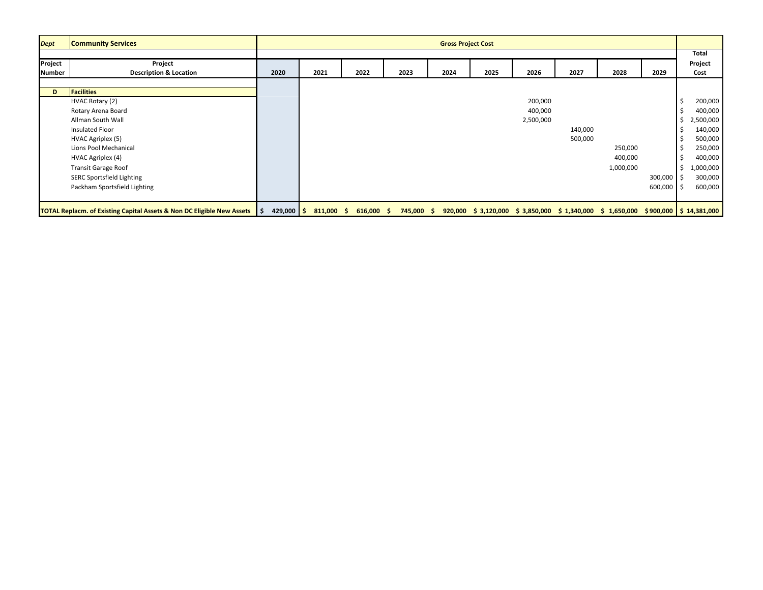| *Dept* | **Community Services** | **Gross Project Cost** | | | | | | | | | | |
|---|---|---|---|---|---|---|---|---|---|---|---|---|
| **Project Number** | **Project Description & Location** | **2020** | **2021** | **2022** | **2023** | **2024** | **2025** | **2026** | **2027** | **2028** | **2029** | **Total Project Cost** |
| **D** | **Facilities** | | | | | | | | | | | |
| | HVAC Rotary (2) | | | | | | | 200,000 | | | | $ 200,000 |
| | Rotary Arena Board | | | | | | | 400,000 | | | | $ 400,000 |
| | Allman South Wall | | | | | | | 2,500,000 | | | | $ 2,500,000 |
| | Insulated Floor | | | | | | | | 140,000 | | | $ 140,000 |
| | HVAC Agriplex (5) | | | | | | | | 500,000 | | | $ 500,000 |
| | Lions Pool Mechanical | | | | | | | | | 250,000 | | $ 250,000 |
| | HVAC Agriplex (4) | | | | | | | | | 400,000 | | $ 400,000 |
| | Transit Garage Roof | | | | | | | | | 1,000,000 | | $ 1,000,000 |
| | SERC Sportsfield Lighting | | | | | | | | | | 300,000 | $ 300,000 |
| | Packham Sportsfield Lighting | | | | | | | | | | 600,000 | $ 600,000 |
| **TOTAL Replacm. of Existing Capital Assets & Non DC Eligible New Assets** | | **$ 429,000** | **$ 811,000** | **$ 616,000** | **$ 745,000** | **$ 920,000** | **$ 3,120,000** | **$ 3,850,000** | **$ 1,340,000** | **$ 1,650,000** | **$ 900,000** | **$ 14,381,000** |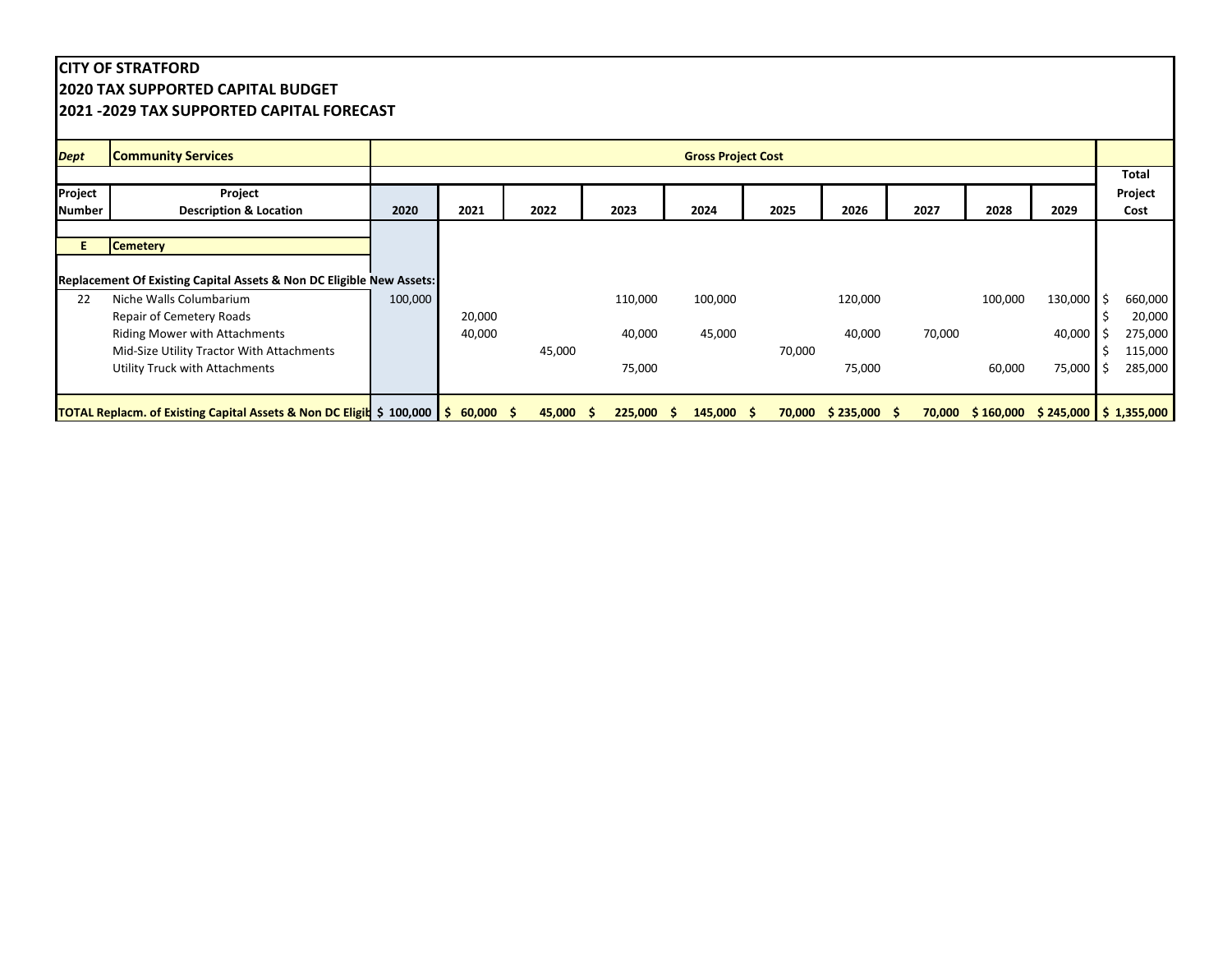**CITY OF STRATFORD**
**2020 TAX SUPPORTED CAPITAL BUDGET**
**2021 -2029 TAX SUPPORTED CAPITAL FORECAST**

| *Dept* | **Community Services** | **Gross Project Cost** | | | | | | | | | | |
|---|---|---|---|---|---|---|---|---|---|---|---|---|
| | | | | | | | | | | | | **Total** |
| **Project Number** | **Project Description & Location** | **2020** | **2021** | **2022** | **2023** | **2024** | **2025** | **2026** | **2027** | **2028** | **2029** | **Project Cost** |
| **E** | **Cemetery** | | | | | | | | | | | |
| **Replacement Of Existing Capital Assets & Non DC Eligible New Assets:** | | | | | | | | | | | | |
| 22 | Niche Walls Columbarium | 100,000 | | | 110,000 | 100,000 | | 120,000 | | 100,000 | 130,000 | $ 660,000 |
| | Repair of Cemetery Roads | | 20,000 | | | | | | | | | $ 20,000 |
| | Riding Mower with Attachments | | 40,000 | | 40,000 | 45,000 | | 40,000 | 70,000 | | 40,000 | $ 275,000 |
| | Mid-Size Utility Tractor With Attachments | | | 45,000 | | | 70,000 | | | | | $ 115,000 |
| | Utility Truck with Attachments | | | | 75,000 | | | 75,000 | | 60,000 | 75,000 | $ 285,000 |
| **TOTAL Replacm. of Existing Capital Assets & Non DC Eligib** | | **$ 100,000** | **$ 60,000** | **$ 45,000** | **$ 225,000** | **$ 145,000** | **$ 70,000** | **$ 235,000** | **$ 70,000** | **$ 160,000** | **$ 245,000** | **$ 1,355,000** |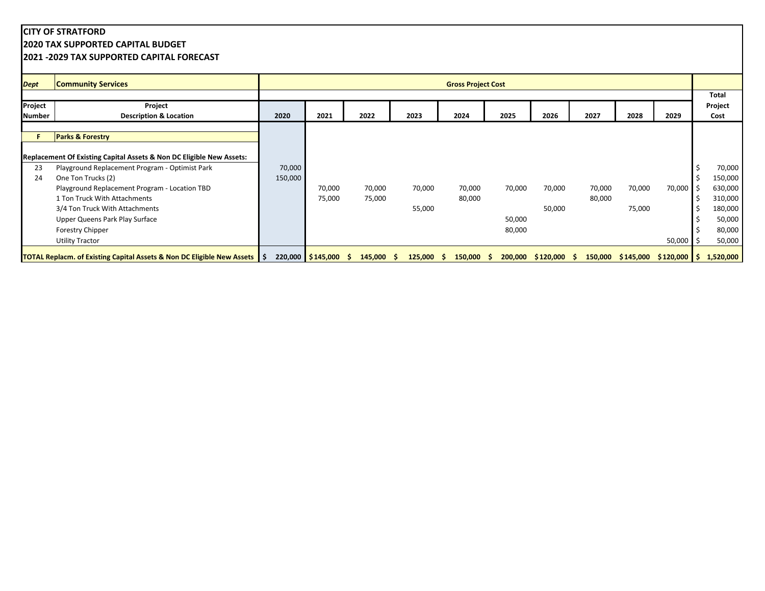**CITY OF STRATFORD**
**2020 TAX SUPPORTED CAPITAL BUDGET**
**2021 -2029 TAX SUPPORTED CAPITAL FORECAST**

| *Dept* | **Community Services** | **Gross Project Cost** | | | | | | | | | | |
|---|---|---|---|---|---|---|---|---|---|---|---|---|
| **Project Number** | **Project Description & Location** | **2020** | **2021** | **2022** | **2023** | **2024** | **2025** | **2026** | **2027** | **2028** | **2029** | **Total Project Cost** |
| **F** | **Parks & Forestry** | | | | | | | | | | | |
| | **Replacement Of Existing Capital Assets & Non DC Eligible New Assets:** | | | | | | | | | | | |
| 23 | Playground Replacement Program - Optimist Park | 70,000 | | | | | | | | | | $ 70,000 |
| 24 | One Ton Trucks (2) | 150,000 | | | | | | | | | | $ 150,000 |
| | Playground Replacement Program - Location TBD | | 70,000 | 70,000 | 70,000 | 70,000 | 70,000 | 70,000 | 70,000 | 70,000 | 70,000 | $ 630,000 |
| | 1 Ton Truck With Attachments | | 75,000 | 75,000 | | 80,000 | | | 80,000 | | | $ 310,000 |
| | 3/4 Ton Truck With Attachments | | | | 55,000 | | | 50,000 | | 75,000 | | $ 180,000 |
| | Upper Queens Park Play Surface | | | | | | 50,000 | | | | | $ 50,000 |
| | Forestry Chipper | | | | | | 80,000 | | | | | $ 80,000 |
| | Utility Tractor | | | | | | | | | | 50,000 | $ 50,000 |
| | **TOTAL Replacm. of Existing Capital Assets & Non DC Eligible New Assets** | **$ 220,000** | **$145,000** | **$ 145,000** | **$ 125,000** | **$ 150,000** | **$ 200,000** | **$120,000** | **$ 150,000** | **$145,000** | **$120,000** | **$ 1,520,000** |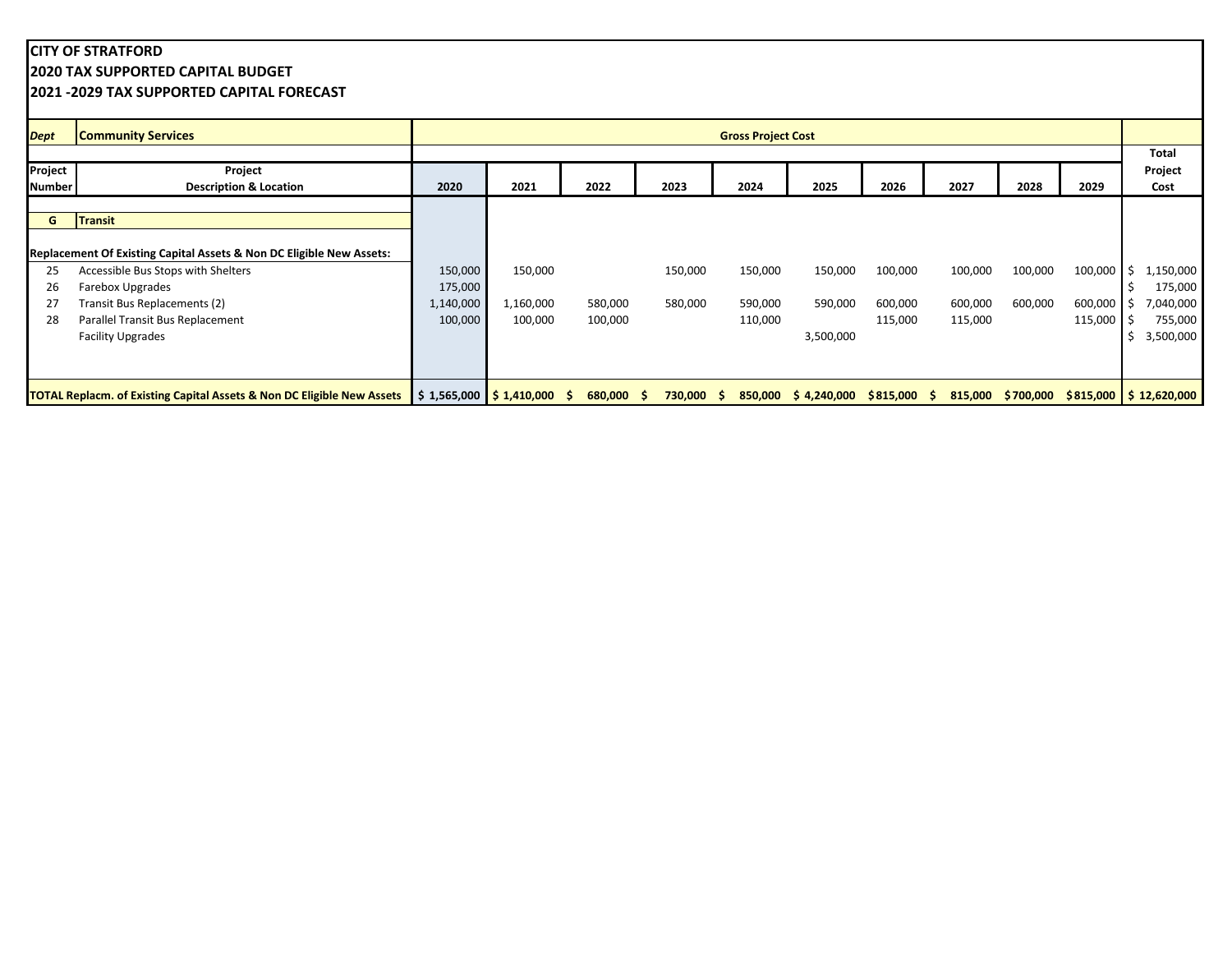**CITY OF STRATFORD**
**2020 TAX SUPPORTED CAPITAL BUDGET**
**2021 -2029 TAX SUPPORTED CAPITAL FORECAST**

| *Dept* | **Community Services** | **Gross Project Cost** | | | | | | | | | | |
|---|---|---|---|---|---|---|---|---|---|---|---|---|
| **Project Number** | **Project Description & Location** | **2020** | **2021** | **2022** | **2023** | **2024** | **2025** | **2026** | **2027** | **2028** | **2029** | **Total Project Cost** |
| **G** | **Transit** | | | | | | | | | | | |
| | **Replacement Of Existing Capital Assets & Non DC Eligible New Assets:** | | | | | | | | | | | |
| 25 | Accessible Bus Stops with Shelters | 150,000 | 150,000 | | 150,000 | 150,000 | 150,000 | 100,000 | 100,000 | 100,000 | 100,000 | $ 1,150,000 |
| 26 | Farebox Upgrades | 175,000 | | | | | | | | | | $ 175,000 |
| 27 | Transit Bus Replacements (2) | 1,140,000 | 1,160,000 | 580,000 | 580,000 | 590,000 | 590,000 | 600,000 | 600,000 | 600,000 | 600,000 | $ 7,040,000 |
| 28 | Parallel Transit Bus Replacement | 100,000 | 100,000 | 100,000 | | 110,000 | | 115,000 | 115,000 | | 115,000 | $ 755,000 |
| | Facility Upgrades | | | | | | 3,500,000 | | | | | $ 3,500,000 |
| | **TOTAL Replacm. of Existing Capital Assets & Non DC Eligible New Assets** | **$ 1,565,000** | **$ 1,410,000** | **$ 680,000** | **$ 730,000** | **$ 850,000** | **$ 4,240,000** | **$ 815,000** | **$ 815,000** | **$ 700,000** | **$ 815,000** | **$ 12,620,000** |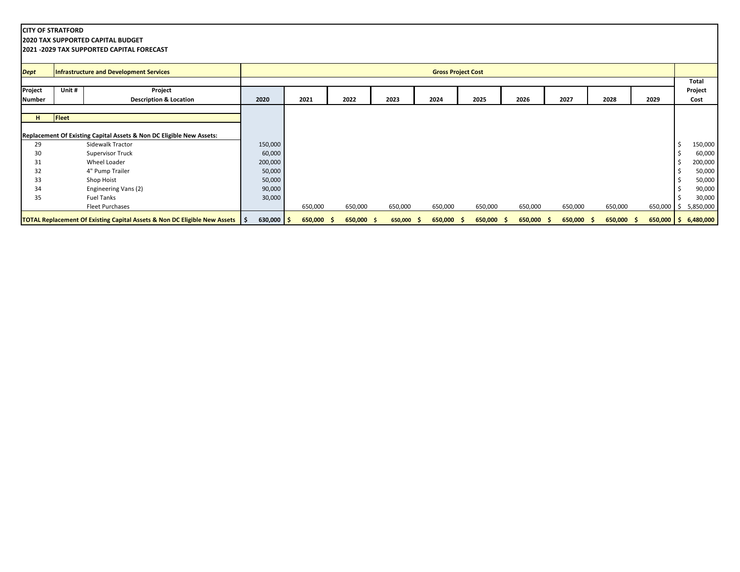**CITY OF STRATFORD**
**2020 TAX SUPPORTED CAPITAL BUDGET**
**2021 -2029 TAX SUPPORTED CAPITAL FORECAST**

| *Dept* | **Infrastructure and Development Services** | | **Gross Project Cost** | | | | | | | | | | |
|---|---|---|---|---|---|---|---|---|---|---|---|---|---|
| **Project Number** | **Unit #** | **Project Description & Location** | **2020** | **2021** | **2022** | **2023** | **2024** | **2025** | **2026** | **2027** | **2028** | **2029** | **Total Project Cost** |
| **H** | **Fleet** | | | | | | | | | | | | |
| **Replacement Of Existing Capital Assets & Non DC Eligible New Assets:** | | | | | | | | | | | | | |
| 29 | | Sidewalk Tractor | 150,000 | | | | | | | | | | $ 150,000 |
| 30 | | Supervisor Truck | 60,000 | | | | | | | | | | $ 60,000 |
| 31 | | Wheel Loader | 200,000 | | | | | | | | | | $ 200,000 |
| 32 | | 4" Pump Trailer | 50,000 | | | | | | | | | | $ 50,000 |
| 33 | | Shop Hoist | 50,000 | | | | | | | | | | $ 50,000 |
| 34 | | Engineering Vans (2) | 90,000 | | | | | | | | | | $ 90,000 |
| 35 | | Fuel Tanks | 30,000 | | | | | | | | | | $ 30,000 |
| | | Fleet Purchases | | 650,000 | 650,000 | 650,000 | 650,000 | 650,000 | 650,000 | 650,000 | 650,000 | 650,000 | $ 5,850,000 |
| **TOTAL Replacement Of Existing Capital Assets & Non DC Eligible New Assets** | | | **$ 630,000** | **$ 650,000** | **$ 650,000** | **$ 650,000** | **$ 650,000** | **$ 650,000** | **$ 650,000** | **$ 650,000** | **$ 650,000** | **$ 650,000** | **$ 6,480,000** |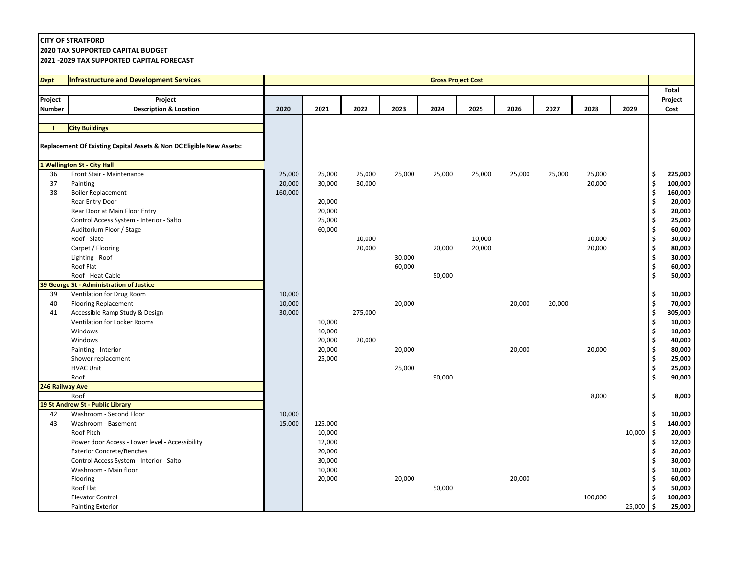**CITY OF STRATFORD**
**2020 TAX SUPPORTED CAPITAL BUDGET**
**2021 -2029 TAX SUPPORTED CAPITAL FORECAST**

| *Dept* | **Infrastructure and Development Services** | Gross Project Cost | | | | | | | | | | |
|---|---|---|---|---|---|---|---|---|---|---|---|---|
| Project Number | Project Description & Location | 2020 | 2021 | 2022 | 2023 | 2024 | 2025 | 2026 | 2027 | 2028 | 2029 | Total Project Cost |
| **I** | **City Buildings** | | | | | | | | | | | |
| | **Replacement Of Existing Capital Assets & Non DC Eligible New Assets:** | | | | | | | | | | | |
| | **1 Wellington St - City Hall** | | | | | | | | | | | |
| 36 | Front Stair - Maintenance | 25,000 | 25,000 | 25,000 | 25,000 | 25,000 | 25,000 | 25,000 | 25,000 | 25,000 | | $ 225,000 |
| 37 | Painting | 20,000 | 30,000 | 30,000 | | | | | | 20,000 | | $ 100,000 |
| 38 | Boiler Replacement | 160,000 | | | | | | | | | | $ 160,000 |
| | Rear Entry Door | | 20,000 | | | | | | | | | $ 20,000 |
| | Rear Door at Main Floor Entry | | 20,000 | | | | | | | | | $ 20,000 |
| | Control Access System - Interior - Salto | | 25,000 | | | | | | | | | $ 25,000 |
| | Auditorium Floor / Stage | | 60,000 | | | | | | | | | $ 60,000 |
| | Roof - Slate | | | 10,000 | | | 10,000 | | | 10,000 | | $ 30,000 |
| | Carpet / Flooring | | | 20,000 | | 20,000 | 20,000 | | | 20,000 | | $ 80,000 |
| | Lighting - Roof | | | | 30,000 | | | | | | | $ 30,000 |
| | Roof Flat | | | | 60,000 | | | | | | | $ 60,000 |
| | Roof - Heat Cable | | | | | 50,000 | | | | | | $ 50,000 |
| | **39 George St - Administration of Justice** | | | | | | | | | | | |
| 39 | Ventilation for Drug Room | 10,000 | | | | | | | | | | $ 10,000 |
| 40 | Flooring Replacement | 10,000 | | | 20,000 | | | 20,000 | 20,000 | | | $ 70,000 |
| 41 | Accessible Ramp Study & Design | 30,000 | | 275,000 | | | | | | | | $ 305,000 |
| | Ventilation for Locker Rooms | | 10,000 | | | | | | | | | $ 10,000 |
| | Windows | | 10,000 | | | | | | | | | $ 10,000 |
| | Windows | | 20,000 | 20,000 | | | | | | | | $ 40,000 |
| | Painting - Interior | | 20,000 | | 20,000 | | | 20,000 | | 20,000 | | $ 80,000 |
| | Shower replacement | | 25,000 | | | | | | | | | $ 25,000 |
| | HVAC Unit | | | | 25,000 | | | | | | | $ 25,000 |
| | Roof | | | | | 90,000 | | | | | | $ 90,000 |
| | **246 Railway Ave** | | | | | | | | | | | |
| | Roof | | | | | | | | | 8,000 | | $ 8,000 |
| | **19 St Andrew St - Public Library** | | | | | | | | | | | |
| 42 | Washroom - Second Floor | 10,000 | | | | | | | | | | $ 10,000 |
| 43 | Washroom - Basement | 15,000 | 125,000 | | | | | | | | | $ 140,000 |
| | Roof Pitch | | 10,000 | | | | | | | | 10,000 | $ 20,000 |
| | Power door Access - Lower level - Accessibility | | 12,000 | | | | | | | | | $ 12,000 |
| | Exterior Concrete/Benches | | 20,000 | | | | | | | | | $ 20,000 |
| | Control Access System - Interior - Salto | | 30,000 | | | | | | | | | $ 30,000 |
| | Washroom - Main floor | | 10,000 | | | | | | | | | $ 10,000 |
| | Flooring | | 20,000 | | 20,000 | | | 20,000 | | | | $ 60,000 |
| | Roof Flat | | | | | 50,000 | | | | | | $ 50,000 |
| | Elevator Control | | | | | | | | | 100,000 | | $ 100,000 |
| | Painting Exterior | | | | | | | | | | 25,000 | $ 25,000 |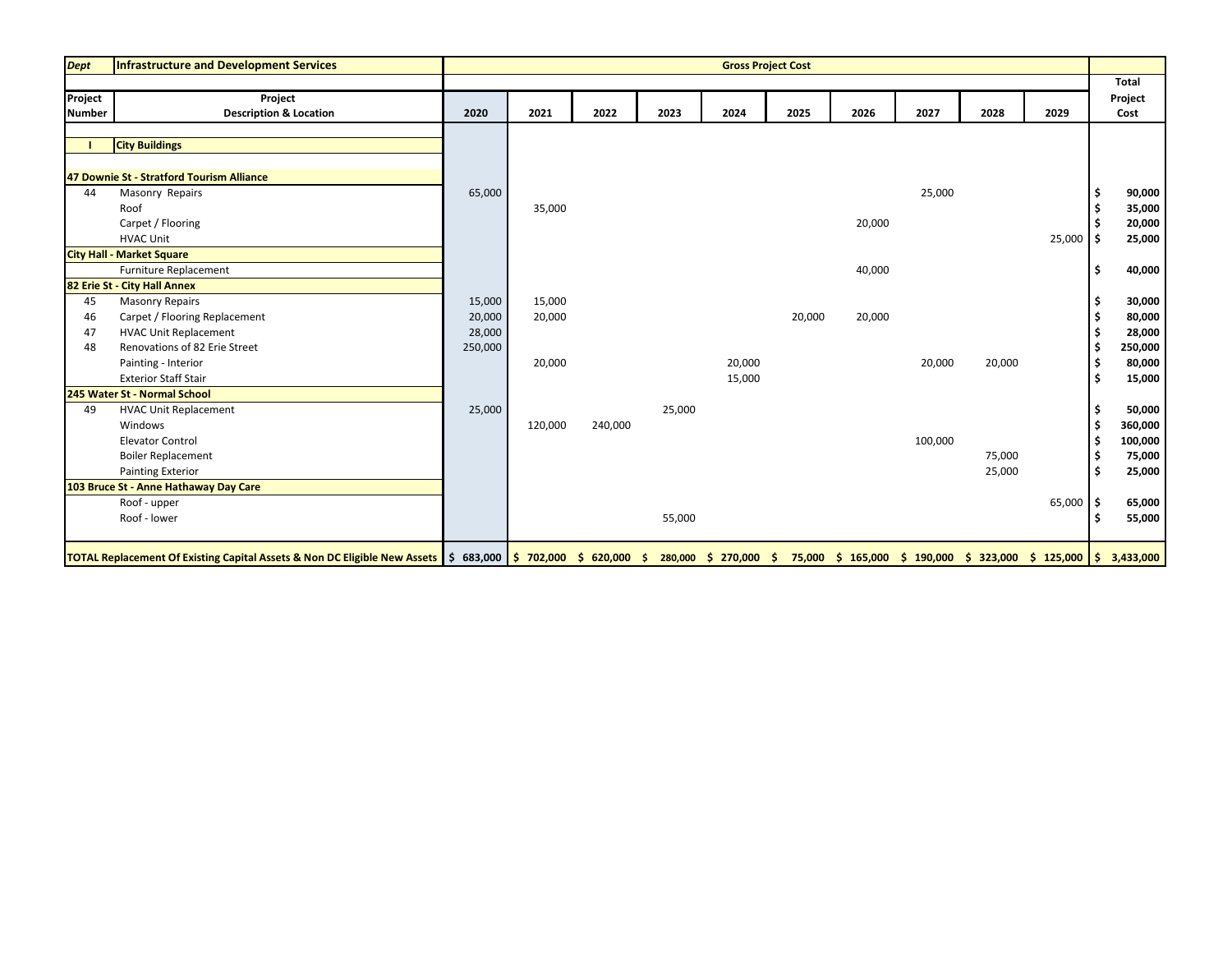| Dept | Infrastructure and Development Services | Gross Project Cost | | | | | | | | | | |
|---|---|---|---|---|---|---|---|---|---|---|---|---|
| Project Number | Project Description & Location | 2020 | 2021 | 2022 | 2023 | 2024 | 2025 | 2026 | 2027 | 2028 | 2029 | Total Project Cost |
| I | **City Buildings** | | | | | | | | | | | |
| **47 Downie St - Stratford Tourism Alliance** | | | | | | | | | | | | |
| 44 | Masonry Repairs | 65,000 | | | | | | | 25,000 | | | $ 90,000 |
| | Roof | | 35,000 | | | | | | | | | $ 35,000 |
| | Carpet / Flooring | | | | | | | 20,000 | | | | $ 20,000 |
| | HVAC Unit | | | | | | | | | | 25,000 | $ 25,000 |
| **City Hall - Market Square** | | | | | | | | | | | | |
| | Furniture Replacement | | | | | | | 40,000 | | | | $ 40,000 |
| **82 Erie St - City Hall Annex** | | | | | | | | | | | | |
| 45 | Masonry Repairs | 15,000 | 15,000 | | | | | | | | | $ 30,000 |
| 46 | Carpet / Flooring Replacement | 20,000 | 20,000 | | | | 20,000 | 20,000 | | | | $ 80,000 |
| 47 | HVAC Unit Replacement | 28,000 | | | | | | | | | | $ 28,000 |
| 48 | Renovations of 82 Erie Street | 250,000 | | | | | | | | | | $ 250,000 |
| | Painting - Interior | | 20,000 | | | 20,000 | | | 20,000 | 20,000 | | $ 80,000 |
| | Exterior Staff Stair | | | | | 15,000 | | | | | | $ 15,000 |
| **245 Water St - Normal School** | | | | | | | | | | | | |
| 49 | HVAC Unit Replacement | 25,000 | | | 25,000 | | | | | | | $ 50,000 |
| | Windows | | 120,000 | 240,000 | | | | | | | | $ 360,000 |
| | Elevator Control | | | | | | | | 100,000 | | | $ 100,000 |
| | Boiler Replacement | | | | | | | | | 75,000 | | $ 75,000 |
| | Painting Exterior | | | | | | | | | 25,000 | | $ 25,000 |
| **103 Bruce St - Anne Hathaway Day Care** | | | | | | | | | | | | |
| | Roof - upper | | | | | | | | | | 65,000 | $ 65,000 |
| | Roof - lower | | | | 55,000 | | | | | | | $ 55,000 |
| **TOTAL Replacement Of Existing Capital Assets & Non DC Eligible New Assets** | | **$ 683,000** | **$ 702,000** | **$ 620,000** | **$ 280,000** | **$ 270,000** | **$ 75,000** | **$ 165,000** | **$ 190,000** | **$ 323,000** | **$ 125,000** | **$ 3,433,000** |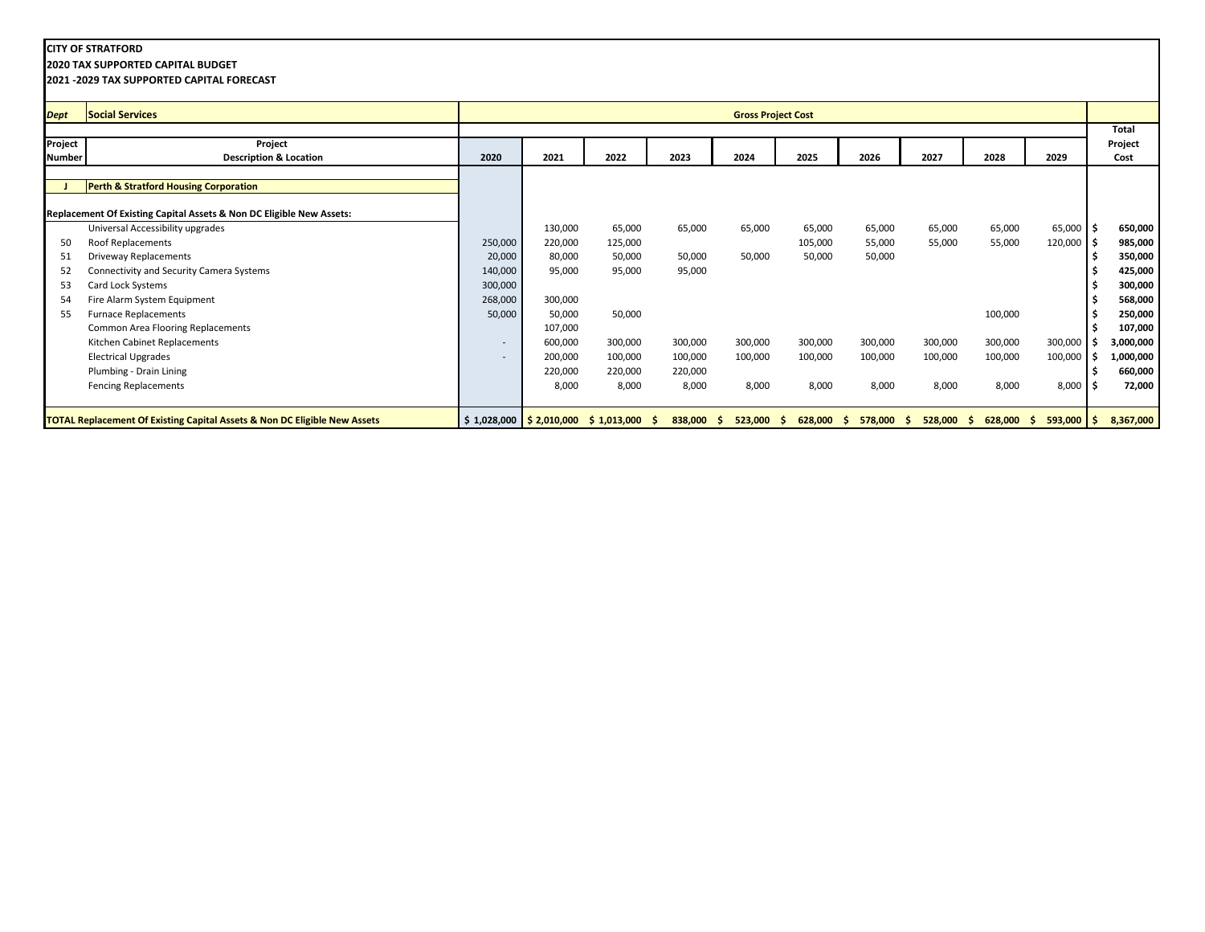**CITY OF STRATFORD**
**2020 TAX SUPPORTED CAPITAL BUDGET**
**2021 -2029 TAX SUPPORTED CAPITAL FORECAST**

| *Dept* | **Social Services** | **Gross Project Cost** | | | | | | | | | | **Total Project Cost** |
|---|---|---|---|---|---|---|---|---|---|---|---|---|
| **Project Number** | **Project Description & Location** | **2020** | **2021** | **2022** | **2023** | **2024** | **2025** | **2026** | **2027** | **2028** | **2029** | |
| **J** | **Perth & Stratford Housing Corporation** | | | | | | | | | | | |
| | **Replacement Of Existing Capital Assets & Non DC Eligible New Assets:** | | | | | | | | | | | |
| | Universal Accessibility upgrades | | 130,000 | 65,000 | 65,000 | 65,000 | 65,000 | 65,000 | 65,000 | 65,000 | 65,000 | **$ 650,000** |
| 50 | Roof Replacements | 250,000 | 220,000 | 125,000 | | | 105,000 | 55,000 | 55,000 | 55,000 | 120,000 | **$ 985,000** |
| 51 | Driveway Replacements | 20,000 | 80,000 | 50,000 | 50,000 | 50,000 | 50,000 | 50,000 | | | | **$ 350,000** |
| 52 | Connectivity and Security Camera Systems | 140,000 | 95,000 | 95,000 | 95,000 | | | | | | | **$ 425,000** |
| 53 | Card Lock Systems | 300,000 | | | | | | | | | | **$ 300,000** |
| 54 | Fire Alarm System Equipment | 268,000 | 300,000 | | | | | | | | | **$ 568,000** |
| 55 | Furnace Replacements | 50,000 | 50,000 | 50,000 | | | | | | 100,000 | | **$ 250,000** |
| | Common Area Flooring Replacements | | 107,000 | | | | | | | | | **$ 107,000** |
| | Kitchen Cabinet Replacements | - | 600,000 | 300,000 | 300,000 | 300,000 | 300,000 | 300,000 | 300,000 | 300,000 | 300,000 | **$ 3,000,000** |
| | Electrical Upgrades | - | 200,000 | 100,000 | 100,000 | 100,000 | 100,000 | 100,000 | 100,000 | 100,000 | 100,000 | **$ 1,000,000** |
| | Plumbing - Drain Lining | | 220,000 | 220,000 | 220,000 | | | | | | | **$ 660,000** |
| | Fencing Replacements | | 8,000 | 8,000 | 8,000 | 8,000 | 8,000 | 8,000 | 8,000 | 8,000 | 8,000 | **$ 72,000** |
| | **TOTAL Replacement Of Existing Capital Assets & Non DC Eligible New Assets** | **$ 1,028,000** | **$ 2,010,000** | **$ 1,013,000** | **$ 838,000** | **$ 523,000** | **$ 628,000** | **$ 578,000** | **$ 528,000** | **$ 628,000** | **$ 593,000** | **$ 8,367,000** |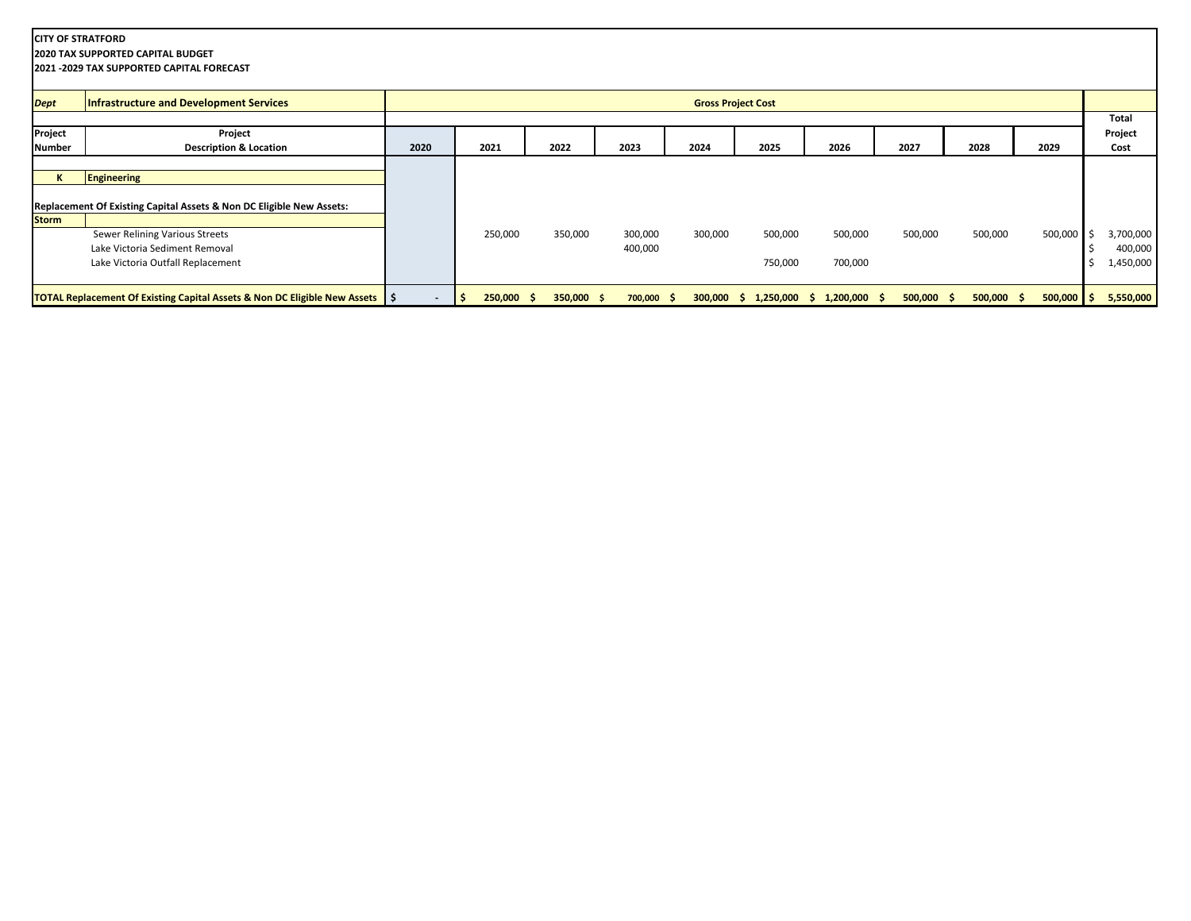**CITY OF STRATFORD**
**2020 TAX SUPPORTED CAPITAL BUDGET**
**2021 -2029 TAX SUPPORTED CAPITAL FORECAST**

| *Dept* | **Infrastructure and Development Services** | **Gross Project Cost** | | | | | | | | | | |
|---|---|---|---|---|---|---|---|---|---|---|---|---|
| **Project Number** | **Project Description & Location** | **2020** | **2021** | **2022** | **2023** | **2024** | **2025** | **2026** | **2027** | **2028** | **2029** | **Total Project Cost** |
| **K** | **Engineering** | | | | | | | | | | | |
| | **Replacement Of Existing Capital Assets & Non DC Eligible New Assets:** | | | | | | | | | | | |
| **Storm** | | | | | | | | | | | | |
| | Sewer Relining Various Streets | | 250,000 | 350,000 | 300,000 | 300,000 | 500,000 | 500,000 | 500,000 | 500,000 | 500,000 | $ 3,700,000 |
| | Lake Victoria Sediment Removal | | | | 400,000 | | | | | | | $ 400,000 |
| | Lake Victoria Outfall Replacement | | | | | | 750,000 | 700,000 | | | | $ 1,450,000 |
| **TOTAL Replacement Of Existing Capital Assets & Non DC Eligible New Assets** | | **$ -** | **$ 250,000** | **$ 350,000** | **$ 700,000** | **$ 300,000** | **$ 1,250,000** | **$ 1,200,000** | **$ 500,000** | **$ 500,000** | **$ 500,000** | **$ 5,550,000** |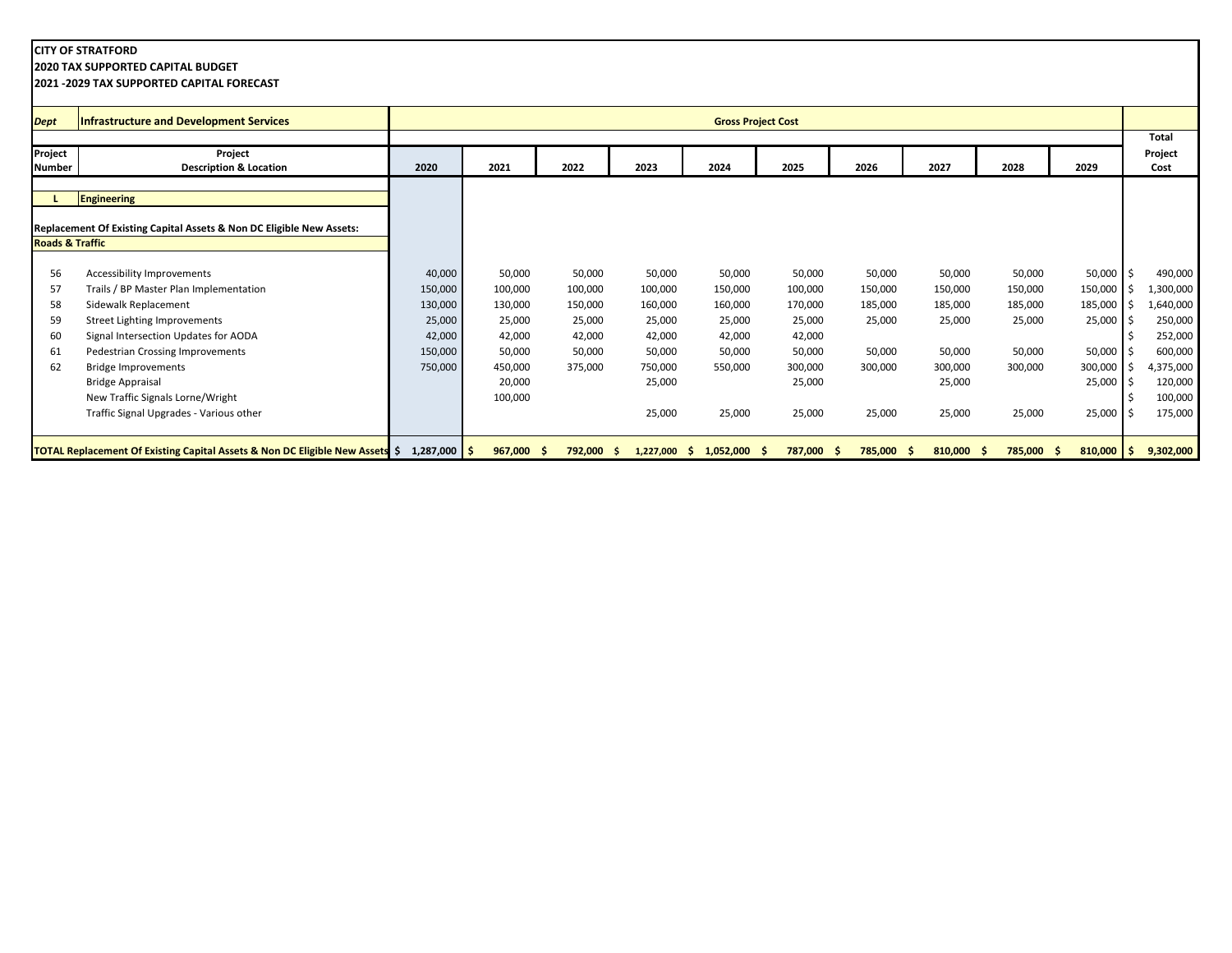**CITY OF STRATFORD**
**2020 TAX SUPPORTED CAPITAL BUDGET**
**2021 -2029 TAX SUPPORTED CAPITAL FORECAST**

| *Dept* | **Infrastructure and Development Services** | **Gross Project Cost** | | | | | | | | | | **Total** |
|---|---|---|---|---|---|---|---|---|---|---|---|---|
| **Project Number** | **Project Description & Location** | **2020** | **2021** | **2022** | **2023** | **2024** | **2025** | **2026** | **2027** | **2028** | **2029** | **Project Cost** |
| **L** | **Engineering** | | | | | | | | | | | |
| **Replacement Of Existing Capital Assets & Non DC Eligible New Assets:** | | | | | | | | | | | | |
| **Roads & Traffic** | | | | | | | | | | | | |
| 56 | Accessibility Improvements | 40,000 | 50,000 | 50,000 | 50,000 | 50,000 | 50,000 | 50,000 | 50,000 | 50,000 | 50,000 | $ 490,000 |
| 57 | Trails / BP Master Plan Implementation | 150,000 | 100,000 | 100,000 | 100,000 | 150,000 | 100,000 | 150,000 | 150,000 | 150,000 | 150,000 | $ 1,300,000 |
| 58 | Sidewalk Replacement | 130,000 | 130,000 | 150,000 | 160,000 | 160,000 | 170,000 | 185,000 | 185,000 | 185,000 | 185,000 | $ 1,640,000 |
| 59 | Street Lighting Improvements | 25,000 | 25,000 | 25,000 | 25,000 | 25,000 | 25,000 | 25,000 | 25,000 | 25,000 | 25,000 | $ 250,000 |
| 60 | Signal Intersection Updates for AODA | 42,000 | 42,000 | 42,000 | 42,000 | 42,000 | 42,000 | | | | | $ 252,000 |
| 61 | Pedestrian Crossing Improvements | 150,000 | 50,000 | 50,000 | 50,000 | 50,000 | 50,000 | 50,000 | 50,000 | 50,000 | 50,000 | $ 600,000 |
| 62 | Bridge Improvements | 750,000 | 450,000 | 375,000 | 750,000 | 550,000 | 300,000 | 300,000 | 300,000 | 300,000 | 300,000 | $ 4,375,000 |
| | Bridge Appraisal | | 20,000 | | 25,000 | | 25,000 | | 25,000 | | 25,000 | $ 120,000 |
| | New Traffic Signals Lorne/Wright | | 100,000 | | | | | | | | | $ 100,000 |
| | Traffic Signal Upgrades - Various other | | | | 25,000 | 25,000 | 25,000 | 25,000 | 25,000 | 25,000 | 25,000 | $ 175,000 |
| **TOTAL Replacement Of Existing Capital Assets & Non DC Eligible New Assets** | | **$ 1,287,000** | **$ 967,000** | **$ 792,000** | **$ 1,227,000** | **$ 1,052,000** | **$ 787,000** | **$ 785,000** | **$ 810,000** | **$ 785,000** | **$ 810,000** | **$ 9,302,000** |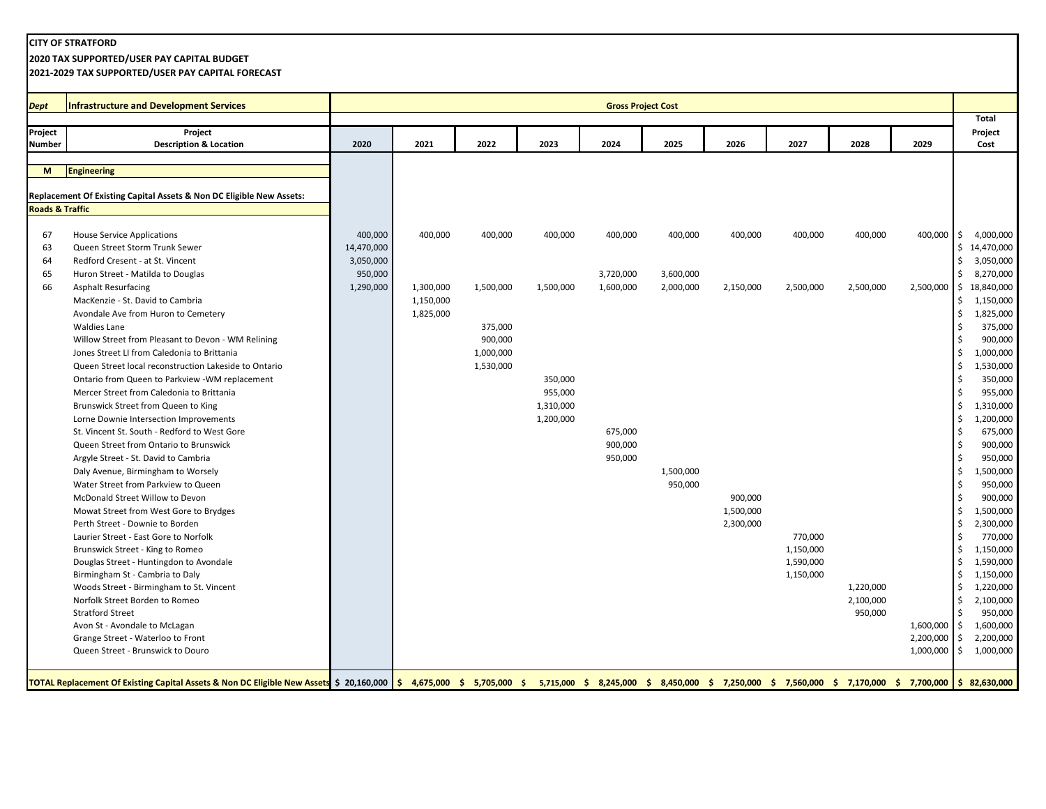**CITY OF STRATFORD**

**2020 TAX SUPPORTED/USER PAY CAPITAL BUDGET**

**2021-2029 TAX SUPPORTED/USER PAY CAPITAL FORECAST**

| *Dept* | **Infrastructure and Development Services** | **Gross Project Cost** | | | | | | | | | | |
|---|---|---|---|---|---|---|---|---|---|---|---|---|
| **Project Number** | **Project Description & Location** | **2020** | **2021** | **2022** | **2023** | **2024** | **2025** | **2026** | **2027** | **2028** | **2029** | **Total Project Cost** |
| **M** | **Engineering** | | | | | | | | | | | |
| | **Replacement Of Existing Capital Assets & Non DC Eligible New Assets:** | | | | | | | | | | | |
| | **Roads & Traffic** | | | | | | | | | | | |
| 67 | House Service Applications | 400,000 | 400,000 | 400,000 | 400,000 | 400,000 | 400,000 | 400,000 | 400,000 | 400,000 | 400,000 | $ 4,000,000 |
| 63 | Queen Street Storm Trunk Sewer | 14,470,000 | | | | | | | | | | $ 14,470,000 |
| 64 | Redford Cresent - at St. Vincent | 3,050,000 | | | | | | | | | | $ 3,050,000 |
| 65 | Huron Street - Matilda to Douglas | 950,000 | | | | 3,720,000 | 3,600,000 | | | | | $ 8,270,000 |
| 66 | Asphalt Resurfacing | 1,290,000 | 1,300,000 | 1,500,000 | 1,500,000 | 1,600,000 | 2,000,000 | 2,150,000 | 2,500,000 | 2,500,000 | 2,500,000 | $ 18,840,000 |
| | MacKenzie - St. David to Cambria | | 1,150,000 | | | | | | | | | $ 1,150,000 |
| | Avondale Ave from Huron to Cemetery | | 1,825,000 | | | | | | | | | $ 1,825,000 |
| | Waldies Lane | | | 375,000 | | | | | | | | $ 375,000 |
| | Willow Street from Pleasant to Devon - WM Relining | | | 900,000 | | | | | | | | $ 900,000 |
| | Jones Street LI from Caledonia to Brittania | | | 1,000,000 | | | | | | | | $ 1,000,000 |
| | Queen Street local reconstruction Lakeside to Ontario | | | 1,530,000 | | | | | | | | $ 1,530,000 |
| | Ontario from Queen to Parkview -WM replacement | | | | 350,000 | | | | | | | $ 350,000 |
| | Mercer Street from Caledonia to Brittania | | | | 955,000 | | | | | | | $ 955,000 |
| | Brunswick Street from Queen to King | | | | 1,310,000 | | | | | | | $ 1,310,000 |
| | Lorne Downie Intersection Improvements | | | | 1,200,000 | | | | | | | $ 1,200,000 |
| | St. Vincent St. South - Redford to West Gore | | | | | 675,000 | | | | | | $ 675,000 |
| | Queen Street from Ontario to Brunswick | | | | | 900,000 | | | | | | $ 900,000 |
| | Argyle Street - St. David to Cambria | | | | | 950,000 | | | | | | $ 950,000 |
| | Daly Avenue, Birmingham to Worsely | | | | | | 1,500,000 | | | | | $ 1,500,000 |
| | Water Street from Parkview to Queen | | | | | | 950,000 | | | | | $ 950,000 |
| | McDonald Street Willow to Devon | | | | | | | 900,000 | | | | $ 900,000 |
| | Mowat Street from West Gore to Brydges | | | | | | | 1,500,000 | | | | $ 1,500,000 |
| | Perth Street - Downie to Borden | | | | | | | 2,300,000 | | | | $ 2,300,000 |
| | Laurier Street - East Gore to Norfolk | | | | | | | | 770,000 | | | $ 770,000 |
| | Brunswick Street - King to Romeo | | | | | | | | 1,150,000 | | | $ 1,150,000 |
| | Douglas Street - Huntingdon to Avondale | | | | | | | | 1,590,000 | | | $ 1,590,000 |
| | Birmingham St - Cambria to Daly | | | | | | | | 1,150,000 | | | $ 1,150,000 |
| | Woods Street - Birmingham to St. Vincent | | | | | | | | | 1,220,000 | | $ 1,220,000 |
| | Norfolk Street Borden to Romeo | | | | | | | | | 2,100,000 | | $ 2,100,000 |
| | Stratford Street | | | | | | | | | 950,000 | | $ 950,000 |
| | Avon St - Avondale to McLagan | | | | | | | | | | 1,600,000 | $ 1,600,000 |
| | Grange Street - Waterloo to Front | | | | | | | | | | 2,200,000 | $ 2,200,000 |
| | Queen Street - Brunswick to Douro | | | | | | | | | | 1,000,000 | $ 1,000,000 |
| | **TOTAL Replacement Of Existing Capital Assets & Non DC Eligible New Assets** | **$ 20,160,000** | **$ 4,675,000** | **$ 5,705,000** | **$ 5,715,000** | **$ 8,245,000** | **$ 8,450,000** | **$ 7,250,000** | **$ 7,560,000** | **$ 7,170,000** | **$ 7,700,000** | **$ 82,630,000** |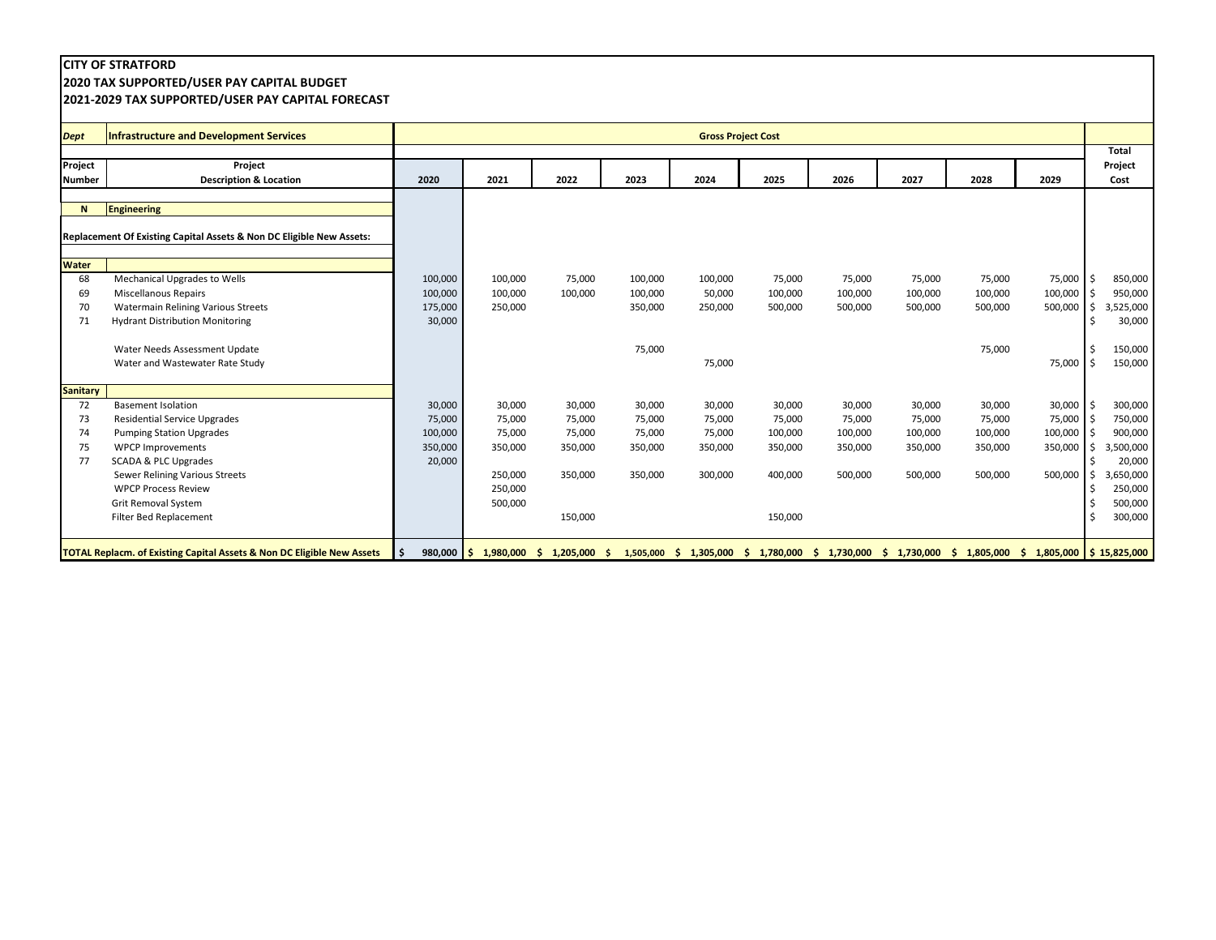**CITY OF STRATFORD**
**2020 TAX SUPPORTED/USER PAY CAPITAL BUDGET**
**2021-2029 TAX SUPPORTED/USER PAY CAPITAL FORECAST**

| *Dept* | **Infrastructure and Development Services** | Gross Project Cost | | | | | | | | | | Total Project Cost |
|---|---|---|---|---|---|---|---|---|---|---|---|---|
| Project Number | Project Description & Location | 2020 | 2021 | 2022 | 2023 | 2024 | 2025 | 2026 | 2027 | 2028 | 2029 | |
| **N** | **Engineering** | | | | | | | | | | | |
| **Replacement Of Existing Capital Assets & Non DC Eligible New Assets:** | | | | | | | | | | | | |
| **Water** | | | | | | | | | | | | |
| 68 | Mechanical Upgrades to Wells | 100,000 | 100,000 | 75,000 | 100,000 | 100,000 | 75,000 | 75,000 | 75,000 | 75,000 | 75,000 | $ 850,000 |
| 69 | Miscellanous Repairs | 100,000 | 100,000 | 100,000 | 100,000 | 50,000 | 100,000 | 100,000 | 100,000 | 100,000 | 100,000 | $ 950,000 |
| 70 | Watermain Relining Various Streets | 175,000 | 250,000 | | 350,000 | 250,000 | 500,000 | 500,000 | 500,000 | 500,000 | 500,000 | $ 3,525,000 |
| 71 | Hydrant Distribution Monitoring | 30,000 | | | | | | | | | | $ 30,000 |
| | Water Needs Assessment Update | | | | 75,000 | | | | | 75,000 | | $ 150,000 |
| | Water and Wastewater Rate Study | | | | | 75,000 | | | | | 75,000 | $ 150,000 |
| **Sanitary** | | | | | | | | | | | | |
| 72 | Basement Isolation | 30,000 | 30,000 | 30,000 | 30,000 | 30,000 | 30,000 | 30,000 | 30,000 | 30,000 | 30,000 | $ 300,000 |
| 73 | Residential Service Upgrades | 75,000 | 75,000 | 75,000 | 75,000 | 75,000 | 75,000 | 75,000 | 75,000 | 75,000 | 75,000 | $ 750,000 |
| 74 | Pumping Station Upgrades | 100,000 | 75,000 | 75,000 | 75,000 | 75,000 | 100,000 | 100,000 | 100,000 | 100,000 | 100,000 | $ 900,000 |
| 75 | WPCP Improvements | 350,000 | 350,000 | 350,000 | 350,000 | 350,000 | 350,000 | 350,000 | 350,000 | 350,000 | 350,000 | $ 3,500,000 |
| 77 | SCADA & PLC Upgrades | 20,000 | | | | | | | | | | $ 20,000 |
| | Sewer Relining Various Streets | | 250,000 | 350,000 | 350,000 | 300,000 | 400,000 | 500,000 | 500,000 | 500,000 | 500,000 | $ 3,650,000 |
| | WPCP Process Review | | 250,000 | | | | | | | | | $ 250,000 |
| | Grit Removal System | | 500,000 | | | | | | | | | $ 500,000 |
| | Filter Bed Replacement | | | 150,000 | | | 150,000 | | | | | $ 300,000 |
| **TOTAL Replacm. of Existing Capital Assets & Non DC Eligible New Assets** | | **$ 980,000** | **$ 1,980,000** | **$ 1,205,000** | **$ 1,505,000** | **$ 1,305,000** | **$ 1,780,000** | **$ 1,730,000** | **$ 1,730,000** | **$ 1,805,000** | **$ 1,805,000** | **$ 15,825,000** |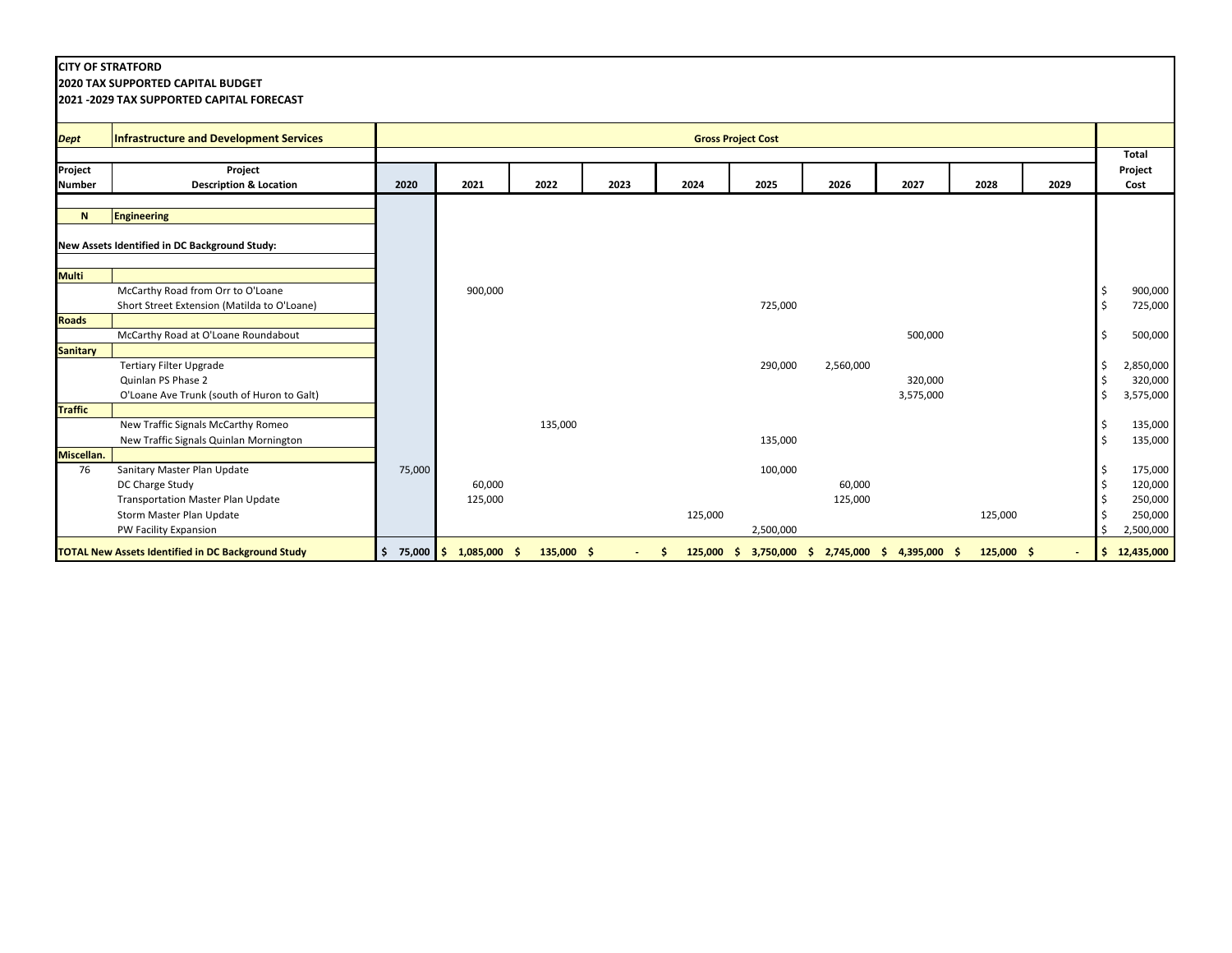**CITY OF STRATFORD**
**2020 TAX SUPPORTED CAPITAL BUDGET**
**2021 -2029 TAX SUPPORTED CAPITAL FORECAST**

| *Dept* | **Infrastructure and Development Services** | **Gross Project Cost** | | | | | | | | | | **Total Project Cost** |
|---|---|---|---|---|---|---|---|---|---|---|---|---|
| **Project Number** | **Project Description & Location** | **2020** | **2021** | **2022** | **2023** | **2024** | **2025** | **2026** | **2027** | **2028** | **2029** | |
| **N** | **Engineering** | | | | | | | | | | | |
| **New Assets Identified in DC Background Study:** | | | | | | | | | | | | |
| **Multi** | | | | | | | | | | | | |
| | McCarthy Road from Orr to O'Loane | | 900,000 | | | | | | | | | $ 900,000 |
| | Short Street Extension (Matilda to O'Loane) | | | | | | 725,000 | | | | | $ 725,000 |
| **Roads** | | | | | | | | | | | | |
| | McCarthy Road at O'Loane Roundabout | | | | | | | | 500,000 | | | $ 500,000 |
| **Sanitary** | | | | | | | | | | | | |
| | Tertiary Filter Upgrade | | | | | | 290,000 | 2,560,000 | | | | $ 2,850,000 |
| | Quinlan PS Phase 2 | | | | | | | | 320,000 | | | $ 320,000 |
| | O'Loane Ave Trunk (south of Huron to Galt) | | | | | | | | 3,575,000 | | | $ 3,575,000 |
| **Traffic** | | | | | | | | | | | | |
| | New Traffic Signals McCarthy Romeo | | | 135,000 | | | | | | | | $ 135,000 |
| | New Traffic Signals Quinlan Mornington | | | | | | 135,000 | | | | | $ 135,000 |
| **Miscellan.** | | | | | | | | | | | | |
| 76 | Sanitary Master Plan Update | 75,000 | | | | | 100,000 | | | | | $ 175,000 |
| | DC Charge Study | | 60,000 | | | | | 60,000 | | | | $ 120,000 |
| | Transportation Master Plan Update | | 125,000 | | | | | 125,000 | | | | $ 250,000 |
| | Storm Master Plan Update | | | | | 125,000 | | | | 125,000 | | $ 250,000 |
| | PW Facility Expansion | | | | | | 2,500,000 | | | | | $ 2,500,000 |
| **TOTAL New Assets Identified in DC Background Study** | | **$ 75,000** | **$ 1,085,000** | **$ 135,000** | **$ -** | **$ 125,000** | **$ 3,750,000** | **$ 2,745,000** | **$ 4,395,000** | **$ 125,000** | **$ -** | **$ 12,435,000** |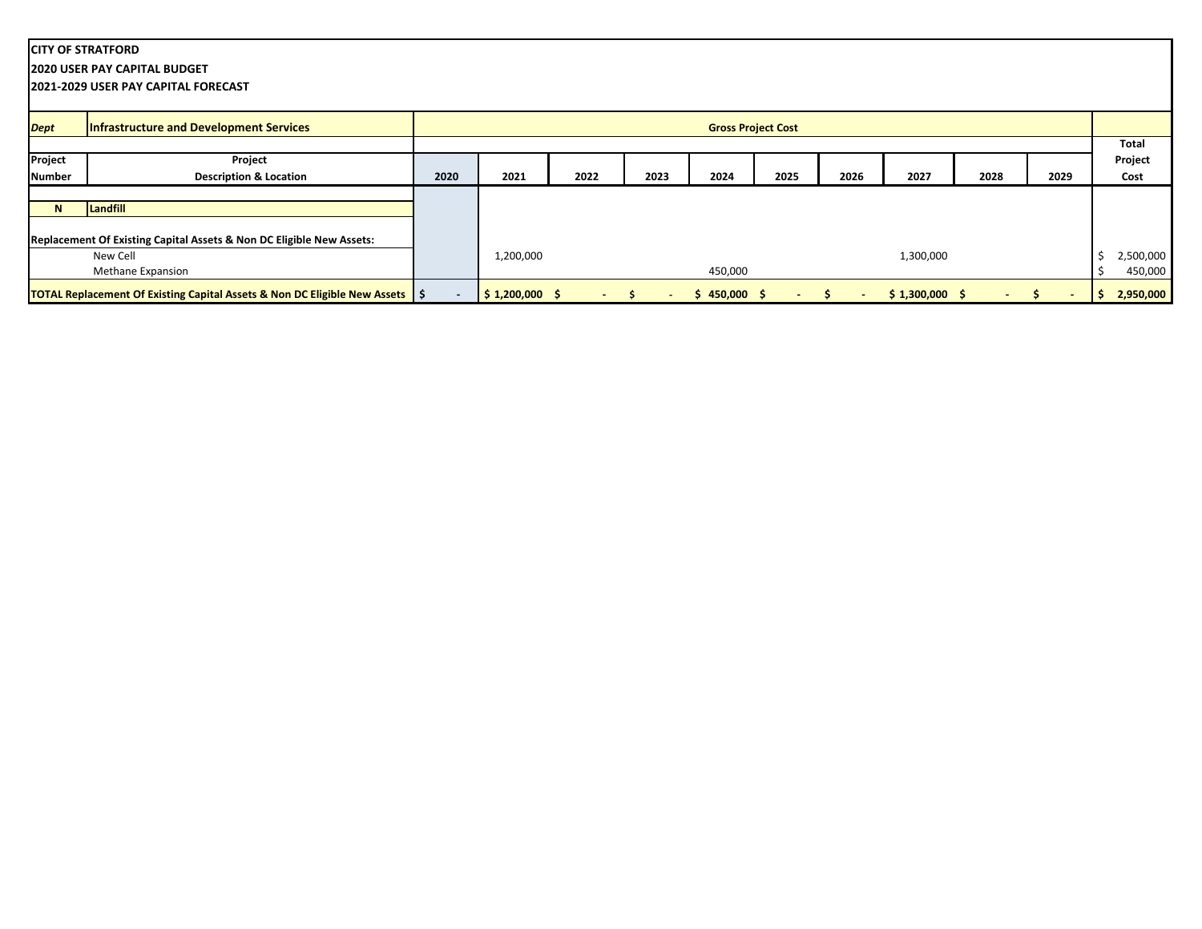**CITY OF STRATFORD**
**2020 USER PAY CAPITAL BUDGET**
**2021-2029 USER PAY CAPITAL FORECAST**

| *Dept* | **Infrastructure and Development Services** | **Gross Project Cost** | | | | | | | | | | |
|---|---|---|---|---|---|---|---|---|---|---|---|---|
| **Project Number** | **Project Description & Location** | **2020** | **2021** | **2022** | **2023** | **2024** | **2025** | **2026** | **2027** | **2028** | **2029** | **Total Project Cost** |
| **N** | **Landfill** | | | | | | | | | | | |
| **Replacement Of Existing Capital Assets & Non DC Eligible New Assets:** | | | | | | | | | | | | |
| | New Cell | | 1,200,000 | | | | | | 1,300,000 | | | $ 2,500,000 |
| | Methane Expansion | | | | | 450,000 | | | | | | $ 450,000 |
| **TOTAL Replacement Of Existing Capital Assets & Non DC Eligible New Assets** | | **$ -** | **$ 1,200,000** | **$ -** | **$ -** | **$ 450,000** | **$ -** | **$ -** | **$ 1,300,000** | **$ -** | **$ -** | **$ 2,950,000** |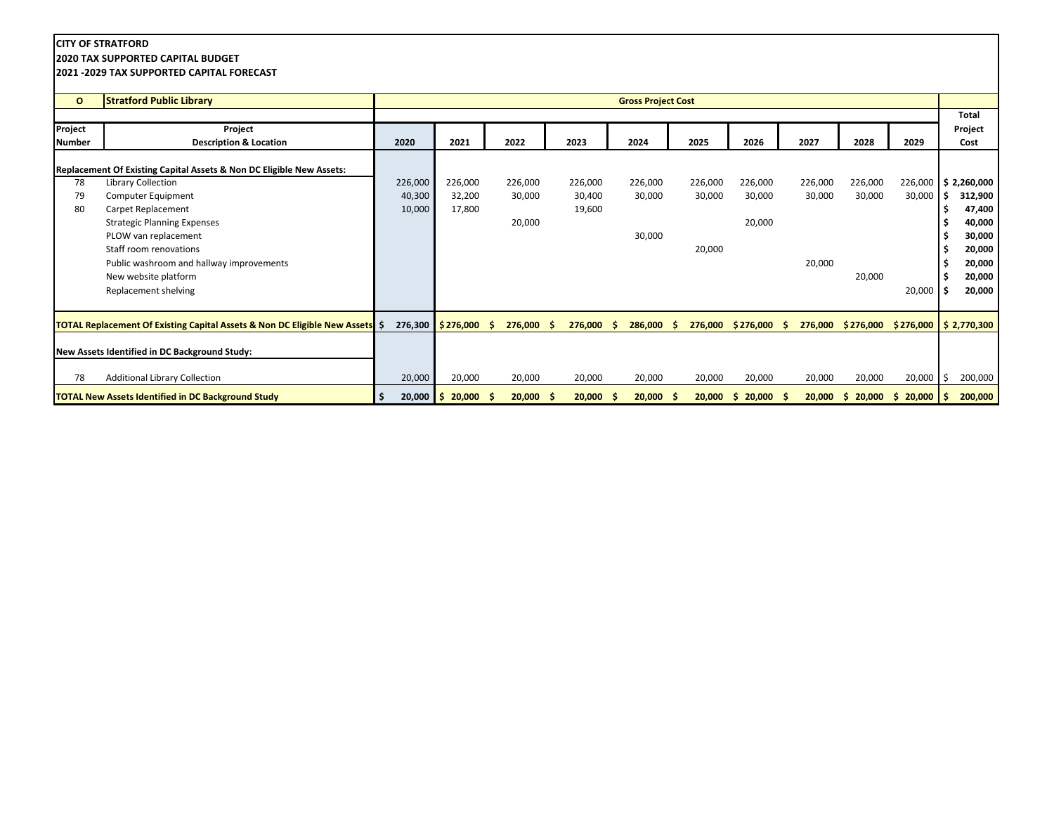**CITY OF STRATFORD**
**2020 TAX SUPPORTED CAPITAL BUDGET**
**2021 -2029 TAX SUPPORTED CAPITAL FORECAST**

| O | Stratford Public Library | Gross Project Cost | | | | | | | | | | |
|---|---|---|---|---|---|---|---|---|---|---|---|---|
| Project Number | Project Description & Location | 2020 | 2021 | 2022 | 2023 | 2024 | 2025 | 2026 | 2027 | 2028 | 2029 | Total Project Cost |
| **Replacement Of Existing Capital Assets & Non DC Eligible New Assets:** | | | | | | | | | | | | |
| 78 | Library Collection | 226,000 | 226,000 | 226,000 | 226,000 | 226,000 | 226,000 | 226,000 | 226,000 | 226,000 | 226,000 | $ 2,260,000 |
| 79 | Computer Equipment | 40,300 | 32,200 | 30,000 | 30,400 | 30,000 | 30,000 | 30,000 | 30,000 | 30,000 | 30,000 | $ 312,900 |
| 80 | Carpet Replacement | 10,000 | 17,800 | | 19,600 | | | | | | | $ 47,400 |
| | Strategic Planning Expenses | | | 20,000 | | | | 20,000 | | | | $ 40,000 |
| | PLOW van replacement | | | | | 30,000 | | | | | | $ 30,000 |
| | Staff room renovations | | | | | | 20,000 | | | | | $ 20,000 |
| | Public washroom and hallway improvements | | | | | | | | 20,000 | | | $ 20,000 |
| | New website platform | | | | | | | | | 20,000 | | $ 20,000 |
| | Replacement shelving | | | | | | | | | | 20,000 | $ 20,000 |
| **TOTAL Replacement Of Existing Capital Assets & Non DC Eligible New Assets** | | **$ 276,300** | **$ 276,000** | **$ 276,000** | **$ 276,000** | **$ 286,000** | **$ 276,000** | **$ 276,000** | **$ 276,000** | **$ 276,000** | **$ 276,000** | **$ 2,770,300** |
| **New Assets Identified in DC Background Study:** | | | | | | | | | | | | |
| 78 | Additional Library Collection | 20,000 | 20,000 | 20,000 | 20,000 | 20,000 | 20,000 | 20,000 | 20,000 | 20,000 | 20,000 | $ 200,000 |
| **TOTAL New Assets Identified in DC Background Study** | | **$ 20,000** | **$ 20,000** | **$ 20,000** | **$ 20,000** | **$ 20,000** | **$ 20,000** | **$ 20,000** | **$ 20,000** | **$ 20,000** | **$ 20,000** | **$ 200,000** |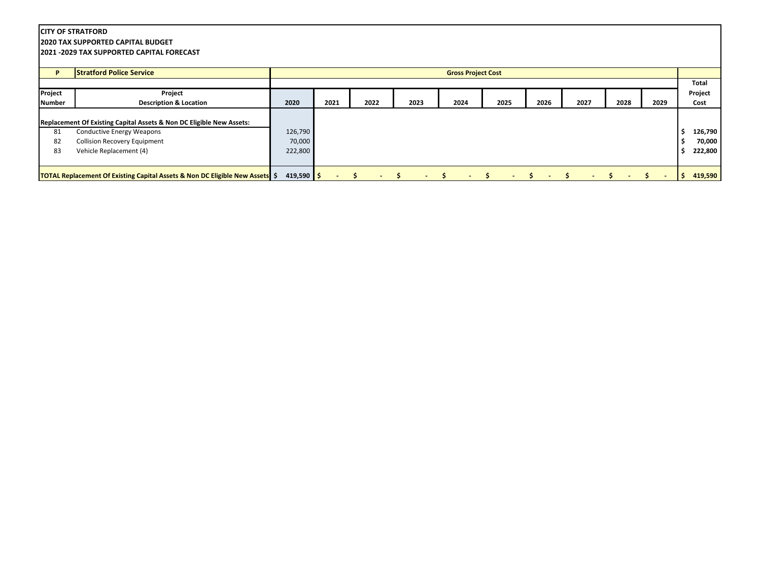**CITY OF STRATFORD**
**2020 TAX SUPPORTED CAPITAL BUDGET**
**2021 -2029 TAX SUPPORTED CAPITAL FORECAST**

| P | Stratford Police Service | Gross Project Cost | | | | | | | | | | |
|---|---|---|---|---|---|---|---|---|---|---|---|---|
| Project Number | Project Description & Location | 2020 | 2021 | 2022 | 2023 | 2024 | 2025 | 2026 | 2027 | 2028 | 2029 | Total Project Cost |
| | **Replacement Of Existing Capital Assets & Non DC Eligible New Assets:** | | | | | | | | | | | |
| 81 | Conductive Energy Weapons | 126,790 | | | | | | | | | | $ 126,790 |
| 82 | Collision Recovery Equipment | 70,000 | | | | | | | | | | $ 70,000 |
| 83 | Vehicle Replacement (4) | 222,800 | | | | | | | | | | $ 222,800 |
| | **TOTAL Replacement Of Existing Capital Assets & Non DC Eligible New Assets** | **$ 419,590** | **$ -** | **$ -** | **$ -** | **$ -** | **$ -** | **$ -** | **$ -** | **$ -** | **$ -** | **$ 419,590** |